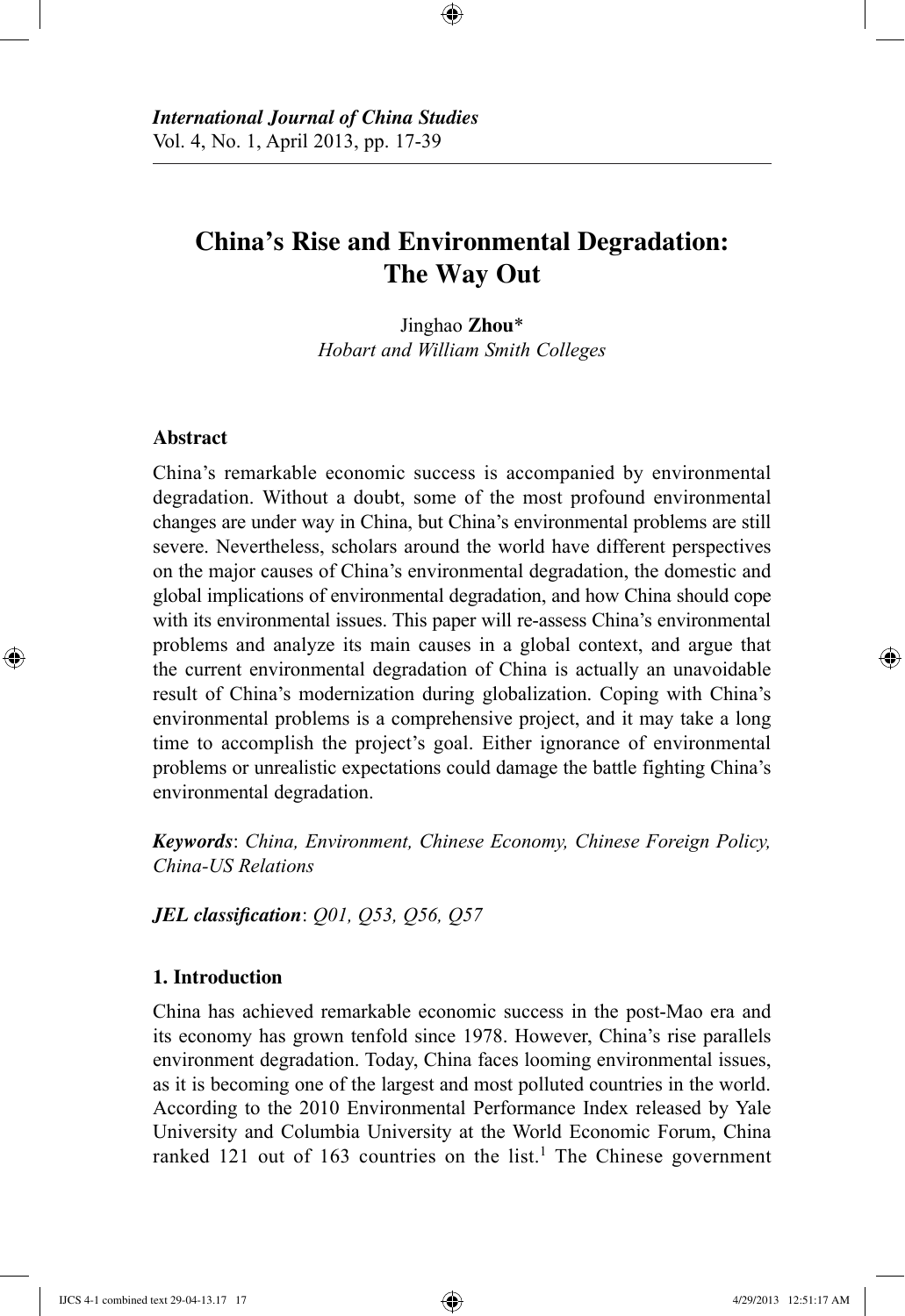*International Journal of China Studies*
Vol. 4, No. 1, April 2013, pp. 17-39

# China's Rise and Environmental Degradation: The Way Out

Jinghao **Zhou***
*Hobart and William Smith Colleges*

## Abstract

China's remarkable economic success is accompanied by environmental degradation. Without a doubt, some of the most profound environmental changes are under way in China, but China's environmental problems are still severe. Nevertheless, scholars around the world have different perspectives on the major causes of China's environmental degradation, the domestic and global implications of environmental degradation, and how China should cope with its environmental issues. This paper will re-assess China's environmental problems and analyze its main causes in a global context, and argue that the current environmental degradation of China is actually an unavoidable result of China's modernization during globalization. Coping with China's environmental problems is a comprehensive project, and it may take a long time to accomplish the project's goal. Either ignorance of environmental problems or unrealistic expectations could damage the battle fighting China's environmental degradation.

***Keywords***: *China, Environment, Chinese Economy, Chinese Foreign Policy, China-US Relations*

***JEL classification***: *Q01, Q53, Q56, Q57*

## 1. Introduction

China has achieved remarkable economic success in the post-Mao era and its economy has grown tenfold since 1978. However, China's rise parallels environment degradation. Today, China faces looming environmental issues, as it is becoming one of the largest and most polluted countries in the world. According to the 2010 Environmental Performance Index released by Yale University and Columbia University at the World Economic Forum, China ranked 121 out of 163 countries on the list.[1] The Chinese government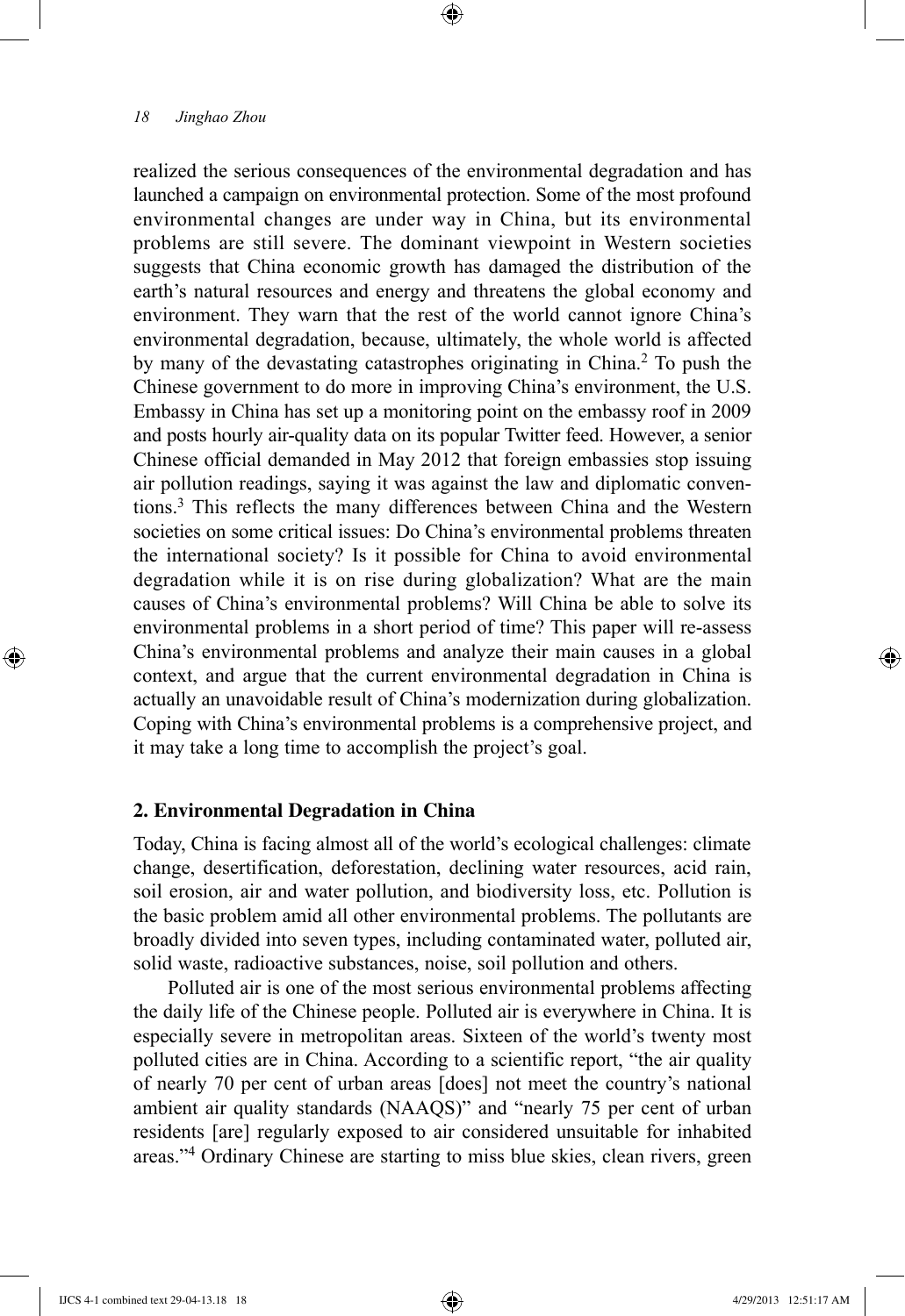realized the serious consequences of the environmental degradation and has launched a campaign on environmental protection. Some of the most profound environmental changes are under way in China, but its environmental problems are still severe. The dominant viewpoint in Western societies suggests that China economic growth has damaged the distribution of the earth's natural resources and energy and threatens the global economy and environment. They warn that the rest of the world cannot ignore China's environmental degradation, because, ultimately, the whole world is affected by many of the devastating catastrophes originating in China.[2] To push the Chinese government to do more in improving China's environment, the U.S. Embassy in China has set up a monitoring point on the embassy roof in 2009 and posts hourly air-quality data on its popular Twitter feed. However, a senior Chinese official demanded in May 2012 that foreign embassies stop issuing air pollution readings, saying it was against the law and diplomatic conventions.[3] This reflects the many differences between China and the Western societies on some critical issues: Do China's environmental problems threaten the international society? Is it possible for China to avoid environmental degradation while it is on rise during globalization? What are the main causes of China's environmental problems? Will China be able to solve its environmental problems in a short period of time? This paper will re-assess China's environmental problems and analyze their main causes in a global context, and argue that the current environmental degradation in China is actually an unavoidable result of China's modernization during globalization. Coping with China's environmental problems is a comprehensive project, and it may take a long time to accomplish the project's goal.

## 2. Environmental Degradation in China

Today, China is facing almost all of the world's ecological challenges: climate change, desertification, deforestation, declining water resources, acid rain, soil erosion, air and water pollution, and biodiversity loss, etc. Pollution is the basic problem amid all other environmental problems. The pollutants are broadly divided into seven types, including contaminated water, polluted air, solid waste, radioactive substances, noise, soil pollution and others.

Polluted air is one of the most serious environmental problems affecting the daily life of the Chinese people. Polluted air is everywhere in China. It is especially severe in metropolitan areas. Sixteen of the world's twenty most polluted cities are in China. According to a scientific report, "the air quality of nearly 70 per cent of urban areas [does] not meet the country's national ambient air quality standards (NAAQS)" and "nearly 75 per cent of urban residents [are] regularly exposed to air considered unsuitable for inhabited areas."[4] Ordinary Chinese are starting to miss blue skies, clean rivers, green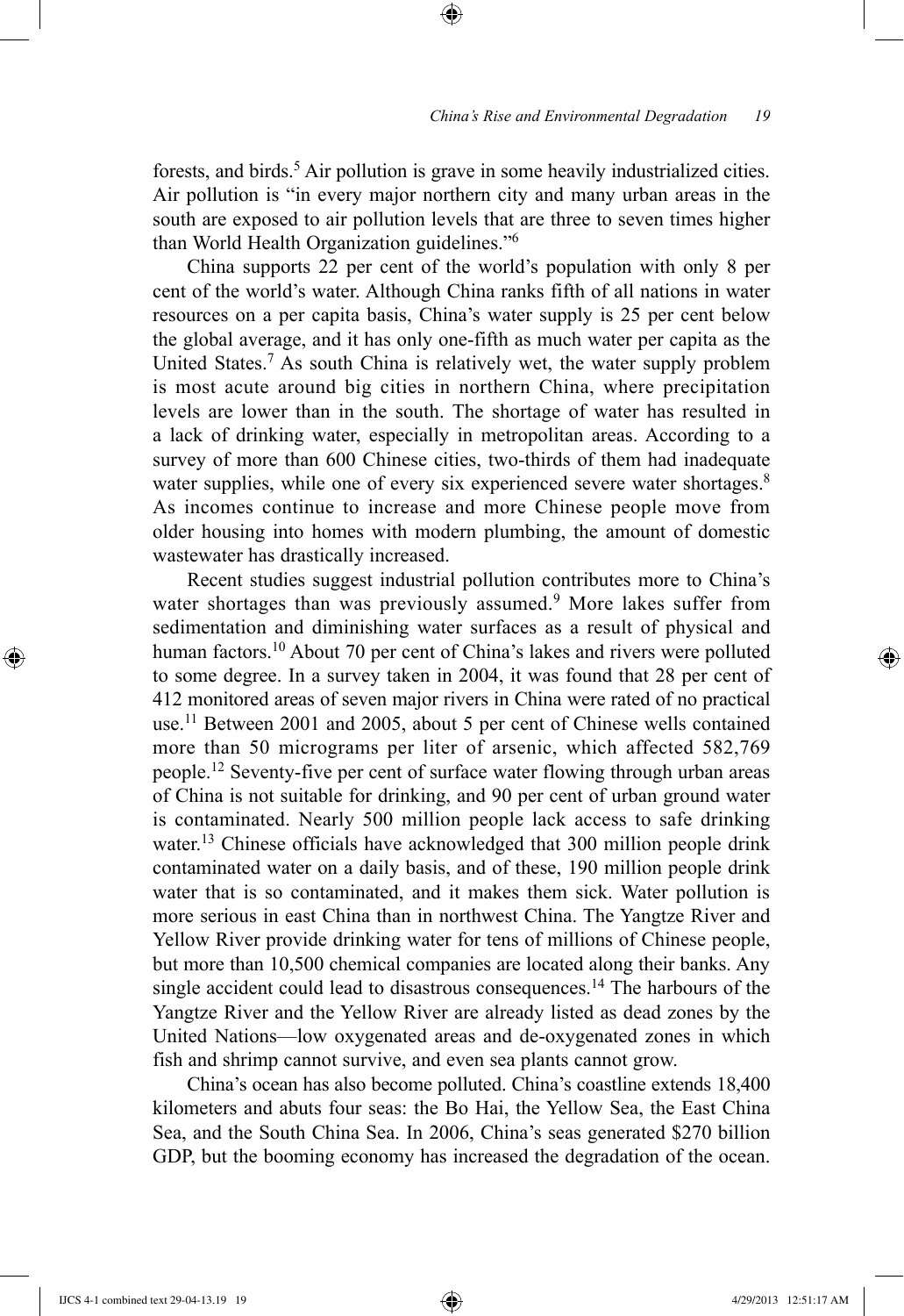forests, and birds.[5] Air pollution is grave in some heavily industrialized cities. Air pollution is "in every major northern city and many urban areas in the south are exposed to air pollution levels that are three to seven times higher than World Health Organization guidelines."[6]

China supports 22 per cent of the world's population with only 8 per cent of the world's water. Although China ranks fifth of all nations in water resources on a per capita basis, China's water supply is 25 per cent below the global average, and it has only one-fifth as much water per capita as the United States.[7] As south China is relatively wet, the water supply problem is most acute around big cities in northern China, where precipitation levels are lower than in the south. The shortage of water has resulted in a lack of drinking water, especially in metropolitan areas. According to a survey of more than 600 Chinese cities, two-thirds of them had inadequate water supplies, while one of every six experienced severe water shortages.[8] As incomes continue to increase and more Chinese people move from older housing into homes with modern plumbing, the amount of domestic wastewater has drastically increased.

Recent studies suggest industrial pollution contributes more to China's water shortages than was previously assumed.[9] More lakes suffer from sedimentation and diminishing water surfaces as a result of physical and human factors.[10] About 70 per cent of China's lakes and rivers were polluted to some degree. In a survey taken in 2004, it was found that 28 per cent of 412 monitored areas of seven major rivers in China were rated of no practical use.[11] Between 2001 and 2005, about 5 per cent of Chinese wells contained more than 50 micrograms per liter of arsenic, which affected 582,769 people.[12] Seventy-five per cent of surface water flowing through urban areas of China is not suitable for drinking, and 90 per cent of urban ground water is contaminated. Nearly 500 million people lack access to safe drinking water.[13] Chinese officials have acknowledged that 300 million people drink contaminated water on a daily basis, and of these, 190 million people drink water that is so contaminated, and it makes them sick. Water pollution is more serious in east China than in northwest China. The Yangtze River and Yellow River provide drinking water for tens of millions of Chinese people, but more than 10,500 chemical companies are located along their banks. Any single accident could lead to disastrous consequences.[14] The harbours of the Yangtze River and the Yellow River are already listed as dead zones by the United Nations—low oxygenated areas and de-oxygenated zones in which fish and shrimp cannot survive, and even sea plants cannot grow.

China's ocean has also become polluted. China's coastline extends 18,400 kilometers and abuts four seas: the Bo Hai, the Yellow Sea, the East China Sea, and the South China Sea. In 2006, China's seas generated $270 billion GDP, but the booming economy has increased the degradation of the ocean.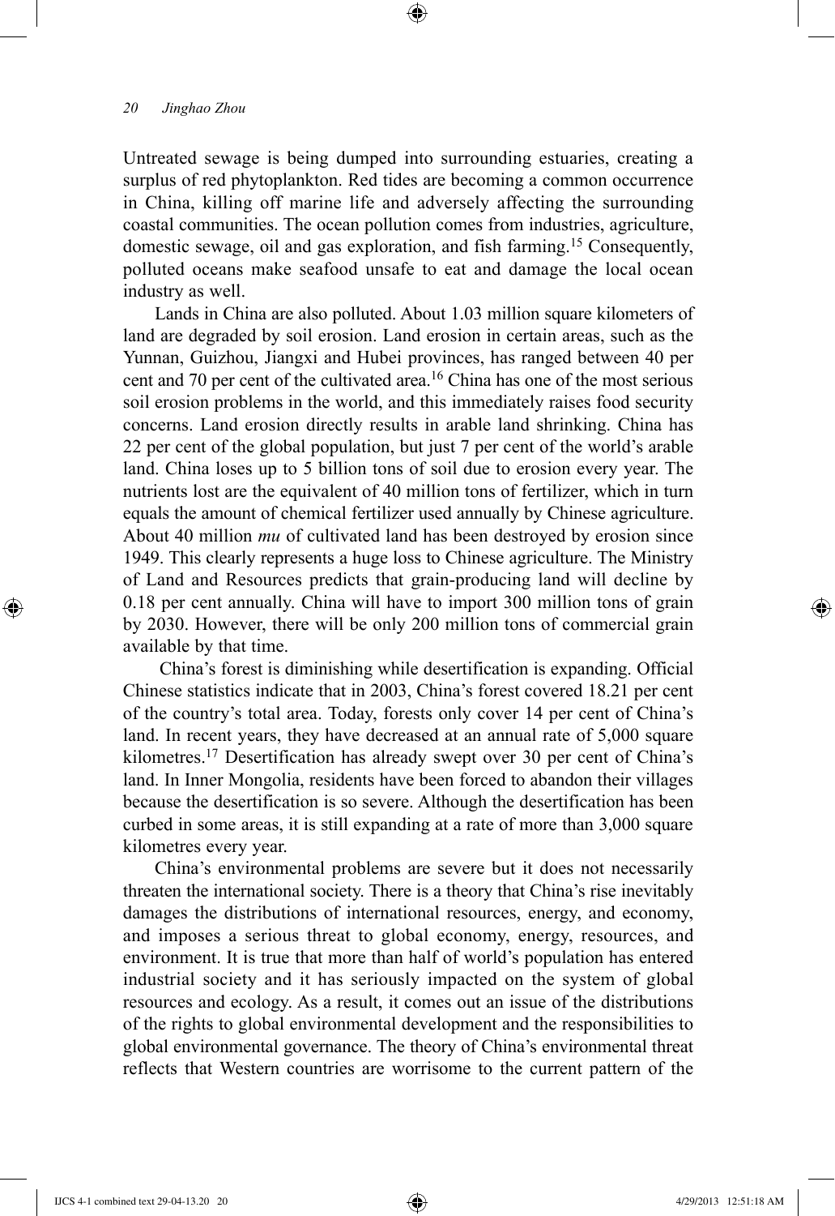Untreated sewage is being dumped into surrounding estuaries, creating a surplus of red phytoplankton. Red tides are becoming a common occurrence in China, killing off marine life and adversely affecting the surrounding coastal communities. The ocean pollution comes from industries, agriculture, domestic sewage, oil and gas exploration, and fish farming.[15] Consequently, polluted oceans make seafood unsafe to eat and damage the local ocean industry as well.

Lands in China are also polluted. About 1.03 million square kilometers of land are degraded by soil erosion. Land erosion in certain areas, such as the Yunnan, Guizhou, Jiangxi and Hubei provinces, has ranged between 40 per cent and 70 per cent of the cultivated area.[16] China has one of the most serious soil erosion problems in the world, and this immediately raises food security concerns. Land erosion directly results in arable land shrinking. China has 22 per cent of the global population, but just 7 per cent of the world's arable land. China loses up to 5 billion tons of soil due to erosion every year. The nutrients lost are the equivalent of 40 million tons of fertilizer, which in turn equals the amount of chemical fertilizer used annually by Chinese agriculture. About 40 million *mu* of cultivated land has been destroyed by erosion since 1949. This clearly represents a huge loss to Chinese agriculture. The Ministry of Land and Resources predicts that grain-producing land will decline by 0.18 per cent annually. China will have to import 300 million tons of grain by 2030. However, there will be only 200 million tons of commercial grain available by that time.

China's forest is diminishing while desertification is expanding. Official Chinese statistics indicate that in 2003, China's forest covered 18.21 per cent of the country's total area. Today, forests only cover 14 per cent of China's land. In recent years, they have decreased at an annual rate of 5,000 square kilometres.[17] Desertification has already swept over 30 per cent of China's land. In Inner Mongolia, residents have been forced to abandon their villages because the desertification is so severe. Although the desertification has been curbed in some areas, it is still expanding at a rate of more than 3,000 square kilometres every year.

China's environmental problems are severe but it does not necessarily threaten the international society. There is a theory that China's rise inevitably damages the distributions of international resources, energy, and economy, and imposes a serious threat to global economy, energy, resources, and environment. It is true that more than half of world's population has entered industrial society and it has seriously impacted on the system of global resources and ecology. As a result, it comes out an issue of the distributions of the rights to global environmental development and the responsibilities to global environmental governance. The theory of China's environmental threat reflects that Western countries are worrisome to the current pattern of the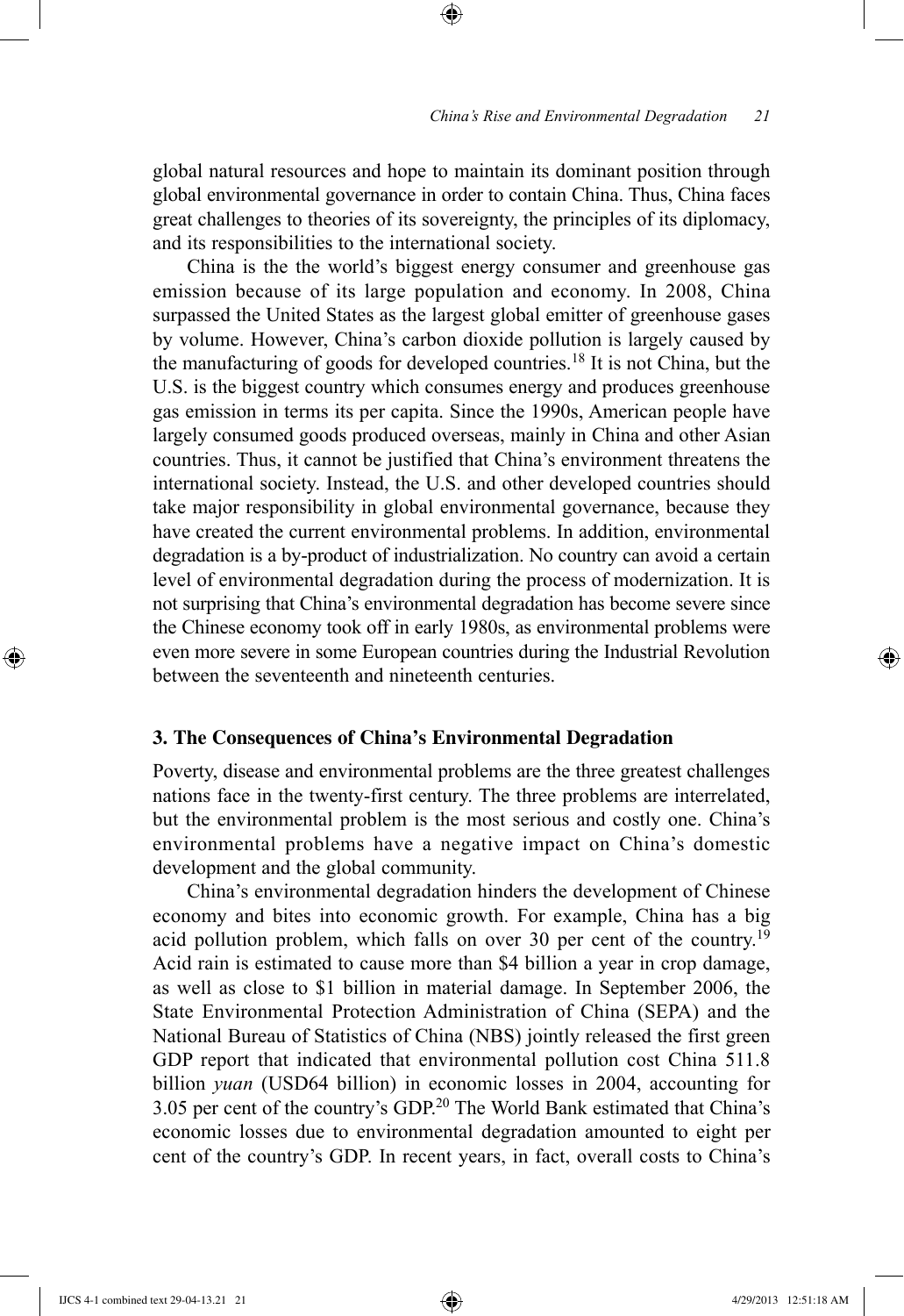global natural resources and hope to maintain its dominant position through global environmental governance in order to contain China. Thus, China faces great challenges to theories of its sovereignty, the principles of its diplomacy, and its responsibilities to the international society.

China is the the world's biggest energy consumer and greenhouse gas emission because of its large population and economy. In 2008, China surpassed the United States as the largest global emitter of greenhouse gases by volume. However, China's carbon dioxide pollution is largely caused by the manufacturing of goods for developed countries.[18] It is not China, but the U.S. is the biggest country which consumes energy and produces greenhouse gas emission in terms its per capita. Since the 1990s, American people have largely consumed goods produced overseas, mainly in China and other Asian countries. Thus, it cannot be justified that China's environment threatens the international society. Instead, the U.S. and other developed countries should take major responsibility in global environmental governance, because they have created the current environmental problems. In addition, environmental degradation is a by-product of industrialization. No country can avoid a certain level of environmental degradation during the process of modernization. It is not surprising that China's environmental degradation has become severe since the Chinese economy took off in early 1980s, as environmental problems were even more severe in some European countries during the Industrial Revolution between the seventeenth and nineteenth centuries.

### 3. The Consequences of China's Environmental Degradation

Poverty, disease and environmental problems are the three greatest challenges nations face in the twenty-first century. The three problems are interrelated, but the environmental problem is the most serious and costly one. China's environmental problems have a negative impact on China's domestic development and the global community.

China's environmental degradation hinders the development of Chinese economy and bites into economic growth. For example, China has a big acid pollution problem, which falls on over 30 per cent of the country.[19] Acid rain is estimated to cause more than \$4 billion a year in crop damage, as well as close to \$1 billion in material damage. In September 2006, the State Environmental Protection Administration of China (SEPA) and the National Bureau of Statistics of China (NBS) jointly released the first green GDP report that indicated that environmental pollution cost China 511.8 billion *yuan* (USD64 billion) in economic losses in 2004, accounting for 3.05 per cent of the country's GDP.[20] The World Bank estimated that China's economic losses due to environmental degradation amounted to eight per cent of the country's GDP. In recent years, in fact, overall costs to China's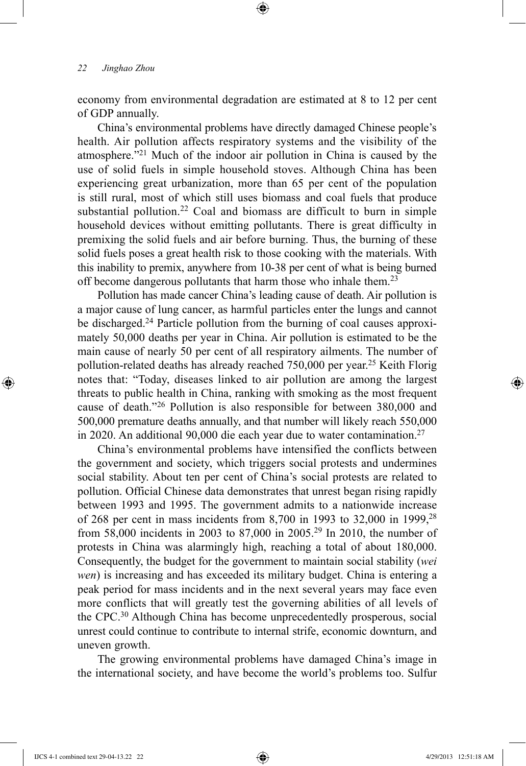economy from environmental degradation are estimated at 8 to 12 per cent of GDP annually.

China's environmental problems have directly damaged Chinese people's health. Air pollution affects respiratory systems and the visibility of the atmosphere."[21] Much of the indoor air pollution in China is caused by the use of solid fuels in simple household stoves. Although China has been experiencing great urbanization, more than 65 per cent of the population is still rural, most of which still uses biomass and coal fuels that produce substantial pollution.[22] Coal and biomass are difficult to burn in simple household devices without emitting pollutants. There is great difficulty in premixing the solid fuels and air before burning. Thus, the burning of these solid fuels poses a great health risk to those cooking with the materials. With this inability to premix, anywhere from 10-38 per cent of what is being burned off become dangerous pollutants that harm those who inhale them.[23]

Pollution has made cancer China's leading cause of death. Air pollution is a major cause of lung cancer, as harmful particles enter the lungs and cannot be discharged.[24] Particle pollution from the burning of coal causes approximately 50,000 deaths per year in China. Air pollution is estimated to be the main cause of nearly 50 per cent of all respiratory ailments. The number of pollution-related deaths has already reached 750,000 per year.[25] Keith Florig notes that: "Today, diseases linked to air pollution are among the largest threats to public health in China, ranking with smoking as the most frequent cause of death."[26] Pollution is also responsible for between 380,000 and 500,000 premature deaths annually, and that number will likely reach 550,000 in 2020. An additional 90,000 die each year due to water contamination.[27]

China's environmental problems have intensified the conflicts between the government and society, which triggers social protests and undermines social stability. About ten per cent of China's social protests are related to pollution. Official Chinese data demonstrates that unrest began rising rapidly between 1993 and 1995. The government admits to a nationwide increase of 268 per cent in mass incidents from 8,700 in 1993 to 32,000 in 1999,[28] from 58,000 incidents in 2003 to 87,000 in 2005.[29] In 2010, the number of protests in China was alarmingly high, reaching a total of about 180,000. Consequently, the budget for the government to maintain social stability (*wei wen*) is increasing and has exceeded its military budget. China is entering a peak period for mass incidents and in the next several years may face even more conflicts that will greatly test the governing abilities of all levels of the CPC.[30] Although China has become unprecedentedly prosperous, social unrest could continue to contribute to internal strife, economic downturn, and uneven growth.

The growing environmental problems have damaged China's image in the international society, and have become the world's problems too. Sulfur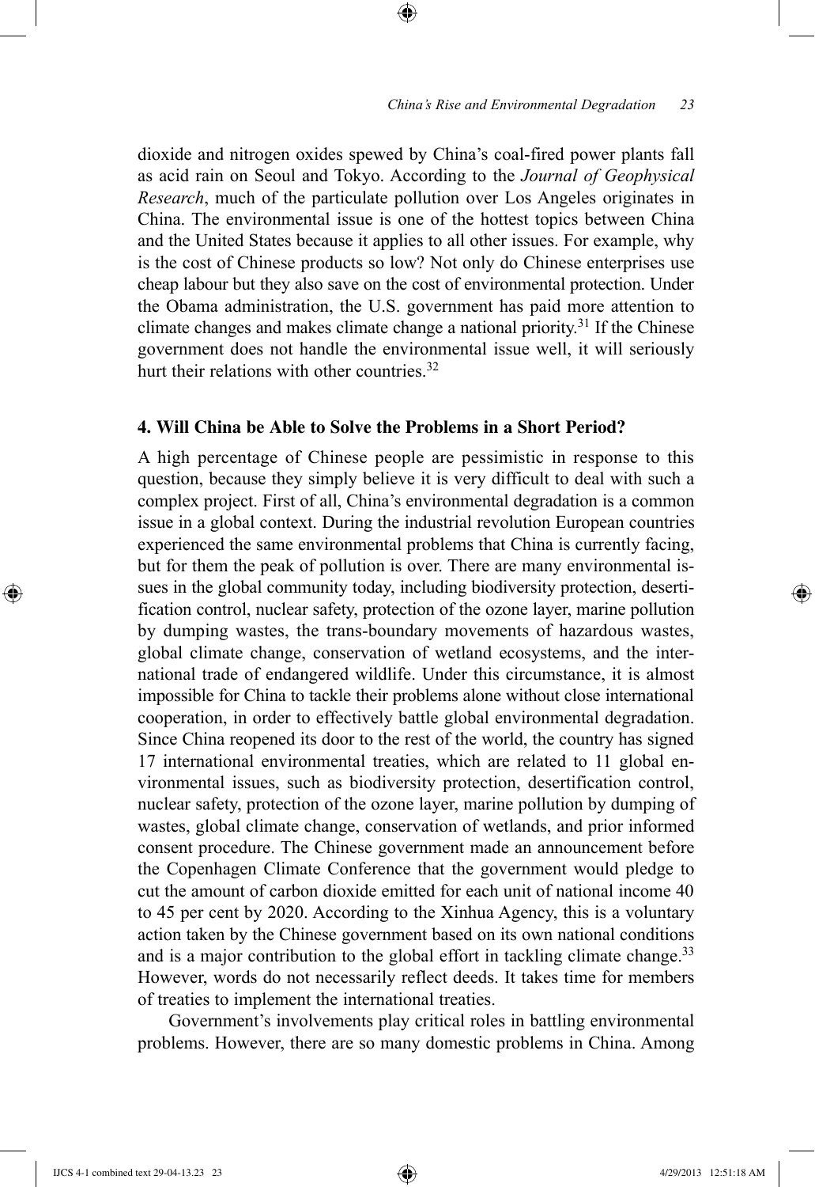dioxide and nitrogen oxides spewed by China's coal-fired power plants fall as acid rain on Seoul and Tokyo. According to the *Journal of Geophysical Research*, much of the particulate pollution over Los Angeles originates in China. The environmental issue is one of the hottest topics between China and the United States because it applies to all other issues. For example, why is the cost of Chinese products so low? Not only do Chinese enterprises use cheap labour but they also save on the cost of environmental protection. Under the Obama administration, the U.S. government has paid more attention to climate changes and makes climate change a national priority.[31] If the Chinese government does not handle the environmental issue well, it will seriously hurt their relations with other countries.[32]

### 4. Will China be Able to Solve the Problems in a Short Period?

A high percentage of Chinese people are pessimistic in response to this question, because they simply believe it is very difficult to deal with such a complex project. First of all, China's environmental degradation is a common issue in a global context. During the industrial revolution European countries experienced the same environmental problems that China is currently facing, but for them the peak of pollution is over. There are many environmental issues in the global community today, including biodiversity protection, desertification control, nuclear safety, protection of the ozone layer, marine pollution by dumping wastes, the trans-boundary movements of hazardous wastes, global climate change, conservation of wetland ecosystems, and the international trade of endangered wildlife. Under this circumstance, it is almost impossible for China to tackle their problems alone without close international cooperation, in order to effectively battle global environmental degradation. Since China reopened its door to the rest of the world, the country has signed 17 international environmental treaties, which are related to 11 global environmental issues, such as biodiversity protection, desertification control, nuclear safety, protection of the ozone layer, marine pollution by dumping of wastes, global climate change, conservation of wetlands, and prior informed consent procedure. The Chinese government made an announcement before the Copenhagen Climate Conference that the government would pledge to cut the amount of carbon dioxide emitted for each unit of national income 40 to 45 per cent by 2020. According to the Xinhua Agency, this is a voluntary action taken by the Chinese government based on its own national conditions and is a major contribution to the global effort in tackling climate change.[33] However, words do not necessarily reflect deeds. It takes time for members of treaties to implement the international treaties.

Government's involvements play critical roles in battling environmental problems. However, there are so many domestic problems in China. Among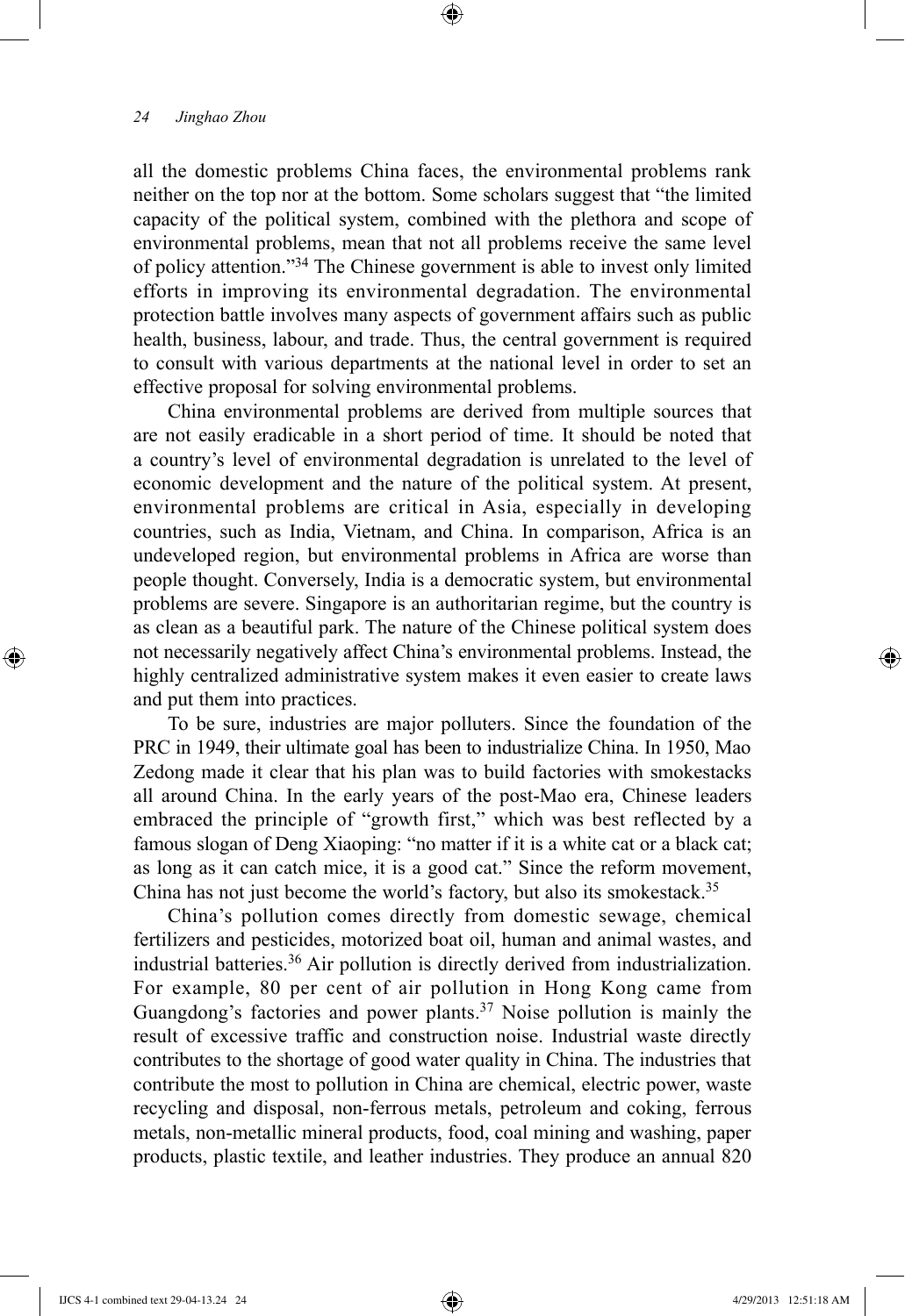all the domestic problems China faces, the environmental problems rank neither on the top nor at the bottom. Some scholars suggest that "the limited capacity of the political system, combined with the plethora and scope of environmental problems, mean that not all problems receive the same level of policy attention."[34] The Chinese government is able to invest only limited efforts in improving its environmental degradation. The environmental protection battle involves many aspects of government affairs such as public health, business, labour, and trade. Thus, the central government is required to consult with various departments at the national level in order to set an effective proposal for solving environmental problems.

China environmental problems are derived from multiple sources that are not easily eradicable in a short period of time. It should be noted that a country's level of environmental degradation is unrelated to the level of economic development and the nature of the political system. At present, environmental problems are critical in Asia, especially in developing countries, such as India, Vietnam, and China. In comparison, Africa is an undeveloped region, but environmental problems in Africa are worse than people thought. Conversely, India is a democratic system, but environmental problems are severe. Singapore is an authoritarian regime, but the country is as clean as a beautiful park. The nature of the Chinese political system does not necessarily negatively affect China's environmental problems. Instead, the highly centralized administrative system makes it even easier to create laws and put them into practices.

To be sure, industries are major polluters. Since the foundation of the PRC in 1949, their ultimate goal has been to industrialize China. In 1950, Mao Zedong made it clear that his plan was to build factories with smokestacks all around China. In the early years of the post-Mao era, Chinese leaders embraced the principle of "growth first," which was best reflected by a famous slogan of Deng Xiaoping: "no matter if it is a white cat or a black cat; as long as it can catch mice, it is a good cat." Since the reform movement, China has not just become the world's factory, but also its smokestack.[35]

China's pollution comes directly from domestic sewage, chemical fertilizers and pesticides, motorized boat oil, human and animal wastes, and industrial batteries.[36] Air pollution is directly derived from industrialization. For example, 80 per cent of air pollution in Hong Kong came from Guangdong's factories and power plants.[37] Noise pollution is mainly the result of excessive traffic and construction noise. Industrial waste directly contributes to the shortage of good water quality in China. The industries that contribute the most to pollution in China are chemical, electric power, waste recycling and disposal, non-ferrous metals, petroleum and coking, ferrous metals, non-metallic mineral products, food, coal mining and washing, paper products, plastic textile, and leather industries. They produce an annual 820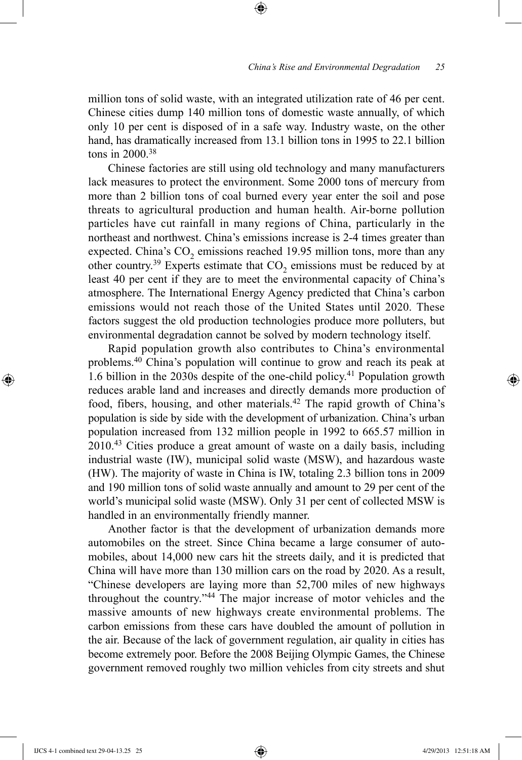million tons of solid waste, with an integrated utilization rate of 46 per cent. Chinese cities dump 140 million tons of domestic waste annually, of which only 10 per cent is disposed of in a safe way. Industry waste, on the other hand, has dramatically increased from 13.1 billion tons in 1995 to 22.1 billion tons in 2000.[38]

Chinese factories are still using old technology and many manufacturers lack measures to protect the environment. Some 2000 tons of mercury from more than 2 billion tons of coal burned every year enter the soil and pose threats to agricultural production and human health. Air-borne pollution particles have cut rainfall in many regions of China, particularly in the northeast and northwest. China's emissions increase is 2-4 times greater than expected. China's $CO_2$ emissions reached 19.95 million tons, more than any other country.[39] Experts estimate that $CO_2$ emissions must be reduced by at least 40 per cent if they are to meet the environmental capacity of China's atmosphere. The International Energy Agency predicted that China's carbon emissions would not reach those of the United States until 2020. These factors suggest the old production technologies produce more polluters, but environmental degradation cannot be solved by modern technology itself.

Rapid population growth also contributes to China's environmental problems.[40] China's population will continue to grow and reach its peak at 1.6 billion in the 2030s despite of the one-child policy.[41] Population growth reduces arable land and increases and directly demands more production of food, fibers, housing, and other materials.[42] The rapid growth of China's population is side by side with the development of urbanization. China's urban population increased from 132 million people in 1992 to 665.57 million in 2010.[43] Cities produce a great amount of waste on a daily basis, including industrial waste (IW), municipal solid waste (MSW), and hazardous waste (HW). The majority of waste in China is IW, totaling 2.3 billion tons in 2009 and 190 million tons of solid waste annually and amount to 29 per cent of the world's municipal solid waste (MSW). Only 31 per cent of collected MSW is handled in an environmentally friendly manner.

Another factor is that the development of urbanization demands more automobiles on the street. Since China became a large consumer of automobiles, about 14,000 new cars hit the streets daily, and it is predicted that China will have more than 130 million cars on the road by 2020. As a result, "Chinese developers are laying more than 52,700 miles of new highways throughout the country."[44] The major increase of motor vehicles and the massive amounts of new highways create environmental problems. The carbon emissions from these cars have doubled the amount of pollution in the air. Because of the lack of government regulation, air quality in cities has become extremely poor. Before the 2008 Beijing Olympic Games, the Chinese government removed roughly two million vehicles from city streets and shut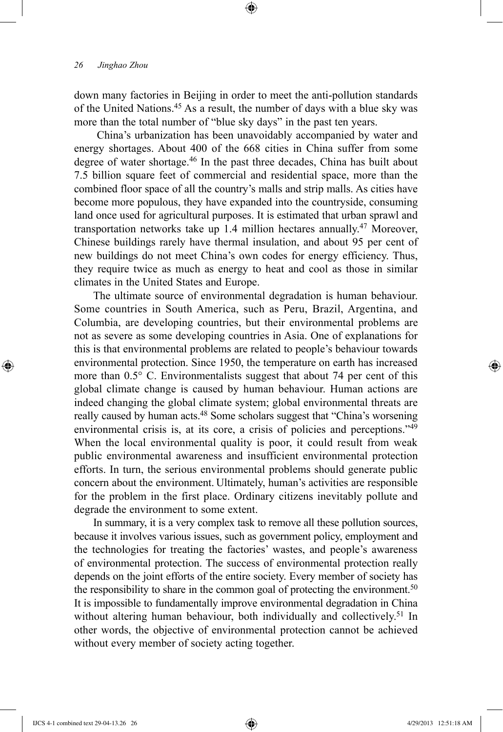down many factories in Beijing in order to meet the anti-pollution standards of the United Nations.[45] As a result, the number of days with a blue sky was more than the total number of "blue sky days" in the past ten years.

China's urbanization has been unavoidably accompanied by water and energy shortages. About 400 of the 668 cities in China suffer from some degree of water shortage.[46] In the past three decades, China has built about 7.5 billion square feet of commercial and residential space, more than the combined floor space of all the country's malls and strip malls. As cities have become more populous, they have expanded into the countryside, consuming land once used for agricultural purposes. It is estimated that urban sprawl and transportation networks take up 1.4 million hectares annually.[47] Moreover, Chinese buildings rarely have thermal insulation, and about 95 per cent of new buildings do not meet China's own codes for energy efficiency. Thus, they require twice as much as energy to heat and cool as those in similar climates in the United States and Europe.

The ultimate source of environmental degradation is human behaviour. Some countries in South America, such as Peru, Brazil, Argentina, and Columbia, are developing countries, but their environmental problems are not as severe as some developing countries in Asia. One of explanations for this is that environmental problems are related to people's behaviour towards environmental protection. Since 1950, the temperature on earth has increased more than 0.5° C. Environmentalists suggest that about 74 per cent of this global climate change is caused by human behaviour. Human actions are indeed changing the global climate system; global environmental threats are really caused by human acts.[48] Some scholars suggest that "China's worsening environmental crisis is, at its core, a crisis of policies and perceptions."[49] When the local environmental quality is poor, it could result from weak public environmental awareness and insufficient environmental protection efforts. In turn, the serious environmental problems should generate public concern about the environment. Ultimately, human's activities are responsible for the problem in the first place. Ordinary citizens inevitably pollute and degrade the environment to some extent.

In summary, it is a very complex task to remove all these pollution sources, because it involves various issues, such as government policy, employment and the technologies for treating the factories' wastes, and people's awareness of environmental protection. The success of environmental protection really depends on the joint efforts of the entire society. Every member of society has the responsibility to share in the common goal of protecting the environment.[50] It is impossible to fundamentally improve environmental degradation in China without altering human behaviour, both individually and collectively.[51] In other words, the objective of environmental protection cannot be achieved without every member of society acting together.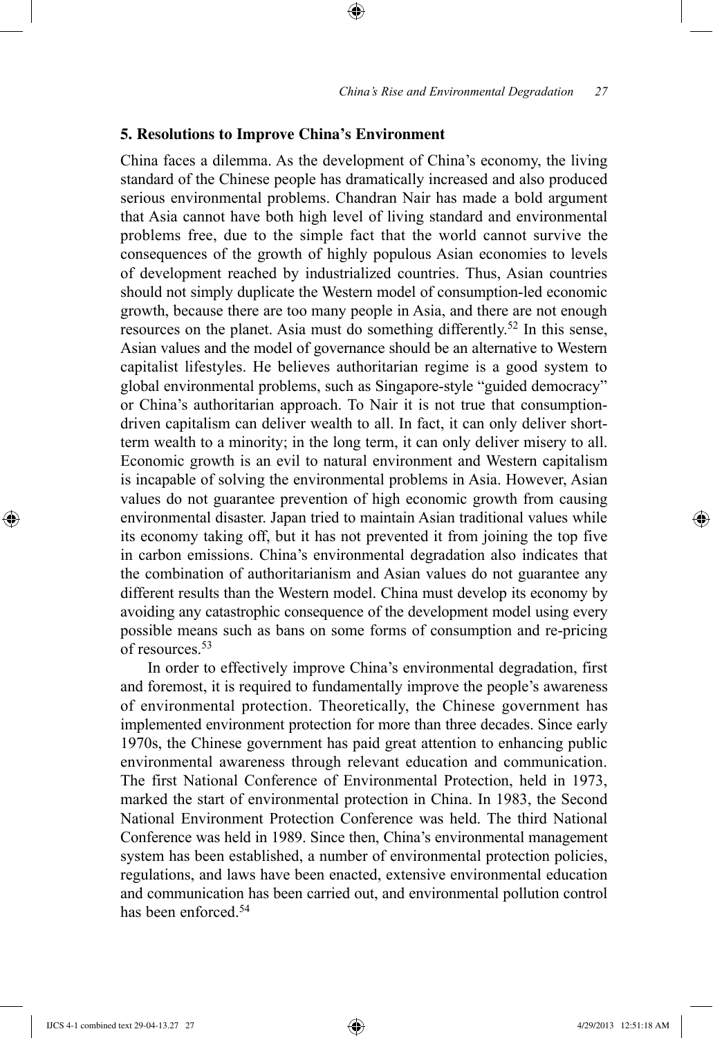## 5. Resolutions to Improve China's Environment

China faces a dilemma. As the development of China's economy, the living standard of the Chinese people has dramatically increased and also produced serious environmental problems. Chandran Nair has made a bold argument that Asia cannot have both high level of living standard and environmental problems free, due to the simple fact that the world cannot survive the consequences of the growth of highly populous Asian economies to levels of development reached by industrialized countries. Thus, Asian countries should not simply duplicate the Western model of consumption-led economic growth, because there are too many people in Asia, and there are not enough resources on the planet. Asia must do something differently.[52] In this sense, Asian values and the model of governance should be an alternative to Western capitalist lifestyles. He believes authoritarian regime is a good system to global environmental problems, such as Singapore-style "guided democracy" or China's authoritarian approach. To Nair it is not true that consumption-driven capitalism can deliver wealth to all. In fact, it can only deliver short-term wealth to a minority; in the long term, it can only deliver misery to all. Economic growth is an evil to natural environment and Western capitalism is incapable of solving the environmental problems in Asia. However, Asian values do not guarantee prevention of high economic growth from causing environmental disaster. Japan tried to maintain Asian traditional values while its economy taking off, but it has not prevented it from joining the top five in carbon emissions. China's environmental degradation also indicates that the combination of authoritarianism and Asian values do not guarantee any different results than the Western model. China must develop its economy by avoiding any catastrophic consequence of the development model using every possible means such as bans on some forms of consumption and re-pricing of resources.[53]

In order to effectively improve China's environmental degradation, first and foremost, it is required to fundamentally improve the people's awareness of environmental protection. Theoretically, the Chinese government has implemented environment protection for more than three decades. Since early 1970s, the Chinese government has paid great attention to enhancing public environmental awareness through relevant education and communication. The first National Conference of Environmental Protection, held in 1973, marked the start of environmental protection in China. In 1983, the Second National Environment Protection Conference was held. The third National Conference was held in 1989. Since then, China's environmental management system has been established, a number of environmental protection policies, regulations, and laws have been enacted, extensive environmental education and communication has been carried out, and environmental pollution control has been enforced.[54]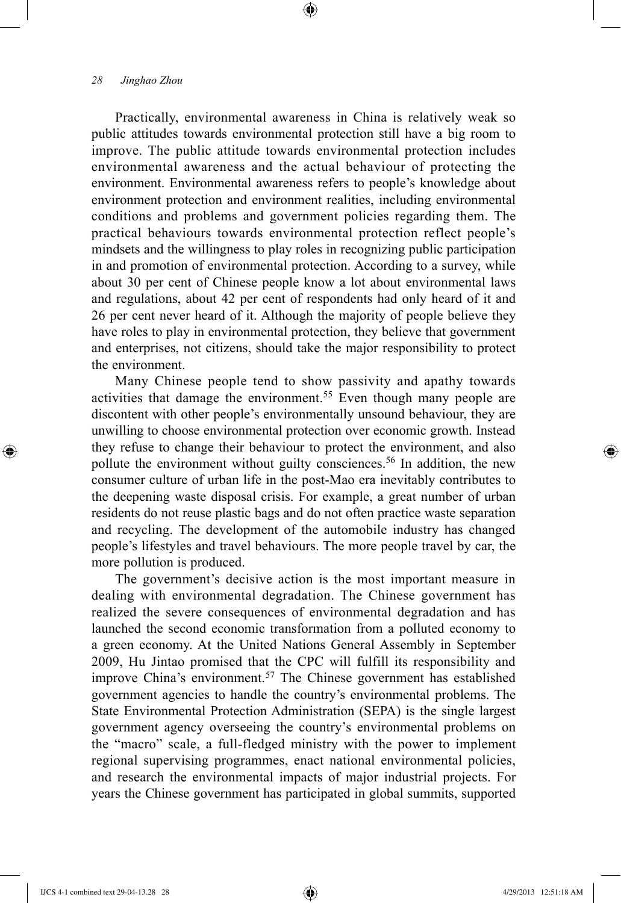Practically, environmental awareness in China is relatively weak so public attitudes towards environmental protection still have a big room to improve. The public attitude towards environmental protection includes environmental awareness and the actual behaviour of protecting the environment. Environmental awareness refers to people's knowledge about environment protection and environment realities, including environmental conditions and problems and government policies regarding them. The practical behaviours towards environmental protection reflect people's mindsets and the willingness to play roles in recognizing public participation in and promotion of environmental protection. According to a survey, while about 30 per cent of Chinese people know a lot about environmental laws and regulations, about 42 per cent of respondents had only heard of it and 26 per cent never heard of it. Although the majority of people believe they have roles to play in environmental protection, they believe that government and enterprises, not citizens, should take the major responsibility to protect the environment.

Many Chinese people tend to show passivity and apathy towards activities that damage the environment.[55] Even though many people are discontent with other people's environmentally unsound behaviour, they are unwilling to choose environmental protection over economic growth. Instead they refuse to change their behaviour to protect the environment, and also pollute the environment without guilty consciences.[56] In addition, the new consumer culture of urban life in the post-Mao era inevitably contributes to the deepening waste disposal crisis. For example, a great number of urban residents do not reuse plastic bags and do not often practice waste separation and recycling. The development of the automobile industry has changed people's lifestyles and travel behaviours. The more people travel by car, the more pollution is produced.

The government's decisive action is the most important measure in dealing with environmental degradation. The Chinese government has realized the severe consequences of environmental degradation and has launched the second economic transformation from a polluted economy to a green economy. At the United Nations General Assembly in September 2009, Hu Jintao promised that the CPC will fulfill its responsibility and improve China's environment.[57] The Chinese government has established government agencies to handle the country's environmental problems. The State Environmental Protection Administration (SEPA) is the single largest government agency overseeing the country's environmental problems on the "macro" scale, a full-fledged ministry with the power to implement regional supervising programmes, enact national environmental policies, and research the environmental impacts of major industrial projects. For years the Chinese government has participated in global summits, supported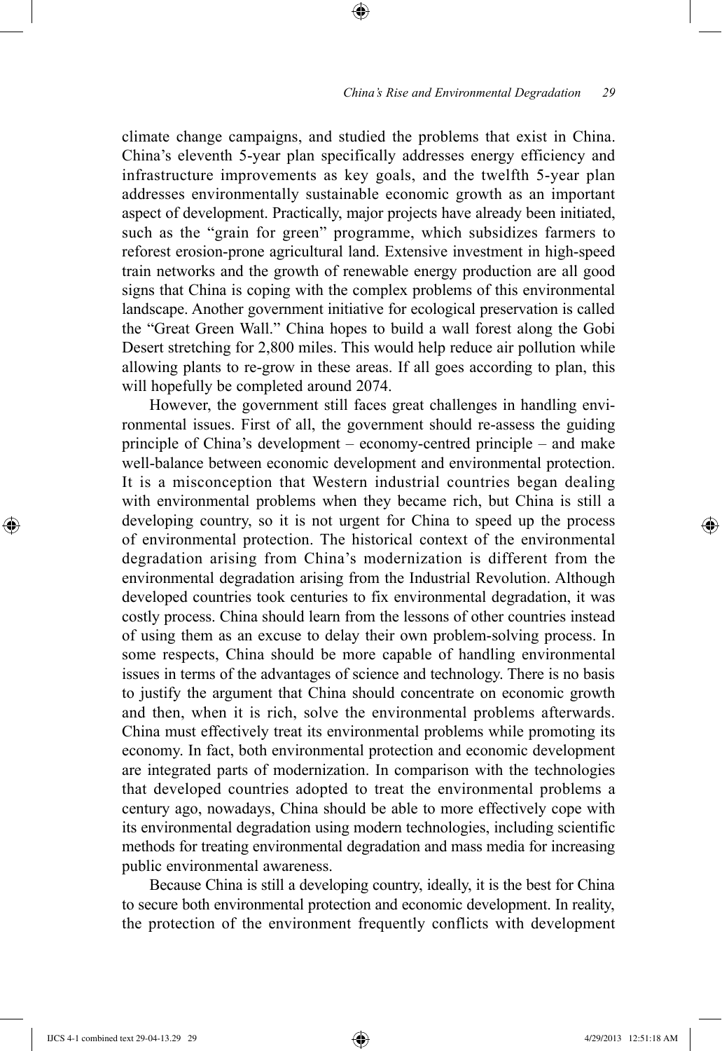climate change campaigns, and studied the problems that exist in China. China's eleventh 5-year plan specifically addresses energy efficiency and infrastructure improvements as key goals, and the twelfth 5-year plan addresses environmentally sustainable economic growth as an important aspect of development. Practically, major projects have already been initiated, such as the "grain for green" programme, which subsidizes farmers to reforest erosion-prone agricultural land. Extensive investment in high-speed train networks and the growth of renewable energy production are all good signs that China is coping with the complex problems of this environmental landscape. Another government initiative for ecological preservation is called the "Great Green Wall." China hopes to build a wall forest along the Gobi Desert stretching for 2,800 miles. This would help reduce air pollution while allowing plants to re-grow in these areas. If all goes according to plan, this will hopefully be completed around 2074.

However, the government still faces great challenges in handling environmental issues. First of all, the government should re-assess the guiding principle of China's development – economy-centred principle – and make well-balance between economic development and environmental protection. It is a misconception that Western industrial countries began dealing with environmental problems when they became rich, but China is still a developing country, so it is not urgent for China to speed up the process of environmental protection. The historical context of the environmental degradation arising from China's modernization is different from the environmental degradation arising from the Industrial Revolution. Although developed countries took centuries to fix environmental degradation, it was costly process. China should learn from the lessons of other countries instead of using them as an excuse to delay their own problem-solving process. In some respects, China should be more capable of handling environmental issues in terms of the advantages of science and technology. There is no basis to justify the argument that China should concentrate on economic growth and then, when it is rich, solve the environmental problems afterwards. China must effectively treat its environmental problems while promoting its economy. In fact, both environmental protection and economic development are integrated parts of modernization. In comparison with the technologies that developed countries adopted to treat the environmental problems a century ago, nowadays, China should be able to more effectively cope with its environmental degradation using modern technologies, including scientific methods for treating environmental degradation and mass media for increasing public environmental awareness.

Because China is still a developing country, ideally, it is the best for China to secure both environmental protection and economic development. In reality, the protection of the environment frequently conflicts with development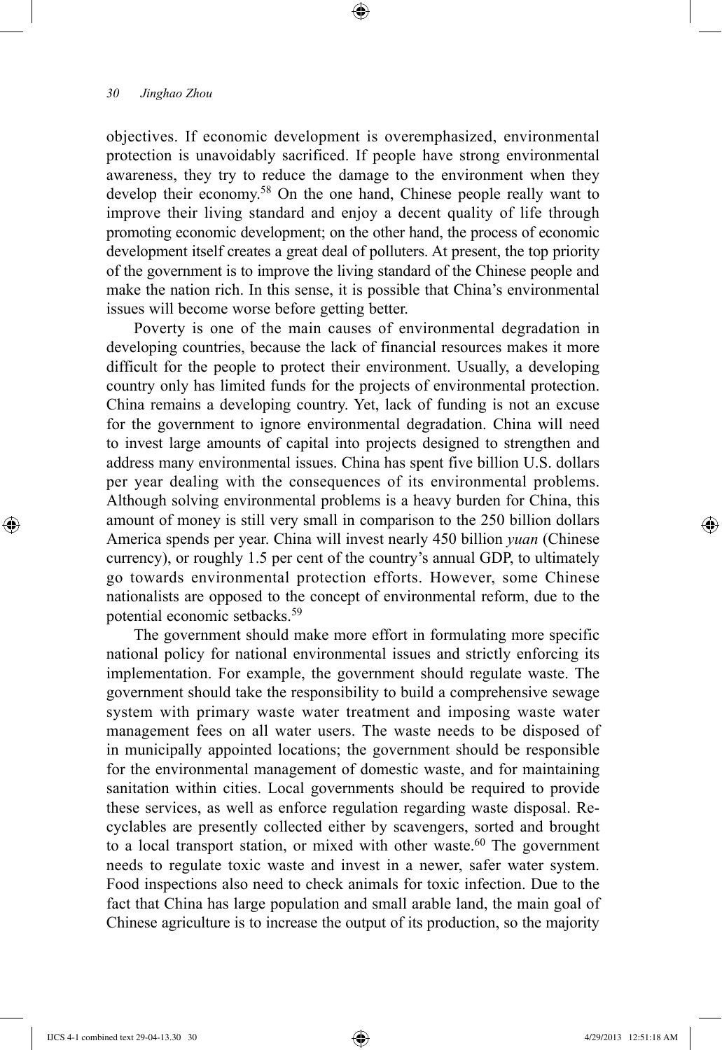objectives. If economic development is overemphasized, environmental protection is unavoidably sacrificed. If people have strong environmental awareness, they try to reduce the damage to the environment when they develop their economy.[58] On the one hand, Chinese people really want to improve their living standard and enjoy a decent quality of life through promoting economic development; on the other hand, the process of economic development itself creates a great deal of polluters. At present, the top priority of the government is to improve the living standard of the Chinese people and make the nation rich. In this sense, it is possible that China's environmental issues will become worse before getting better.

Poverty is one of the main causes of environmental degradation in developing countries, because the lack of financial resources makes it more difficult for the people to protect their environment. Usually, a developing country only has limited funds for the projects of environmental protection. China remains a developing country. Yet, lack of funding is not an excuse for the government to ignore environmental degradation. China will need to invest large amounts of capital into projects designed to strengthen and address many environmental issues. China has spent five billion U.S. dollars per year dealing with the consequences of its environmental problems. Although solving environmental problems is a heavy burden for China, this amount of money is still very small in comparison to the 250 billion dollars America spends per year. China will invest nearly 450 billion *yuan* (Chinese currency), or roughly 1.5 per cent of the country's annual GDP, to ultimately go towards environmental protection efforts. However, some Chinese nationalists are opposed to the concept of environmental reform, due to the potential economic setbacks.[59]

The government should make more effort in formulating more specific national policy for national environmental issues and strictly enforcing its implementation. For example, the government should regulate waste. The government should take the responsibility to build a comprehensive sewage system with primary waste water treatment and imposing waste water management fees on all water users. The waste needs to be disposed of in municipally appointed locations; the government should be responsible for the environmental management of domestic waste, and for maintaining sanitation within cities. Local governments should be required to provide these services, as well as enforce regulation regarding waste disposal. Recyclables are presently collected either by scavengers, sorted and brought to a local transport station, or mixed with other waste.[60] The government needs to regulate toxic waste and invest in a newer, safer water system. Food inspections also need to check animals for toxic infection. Due to the fact that China has large population and small arable land, the main goal of Chinese agriculture is to increase the output of its production, so the majority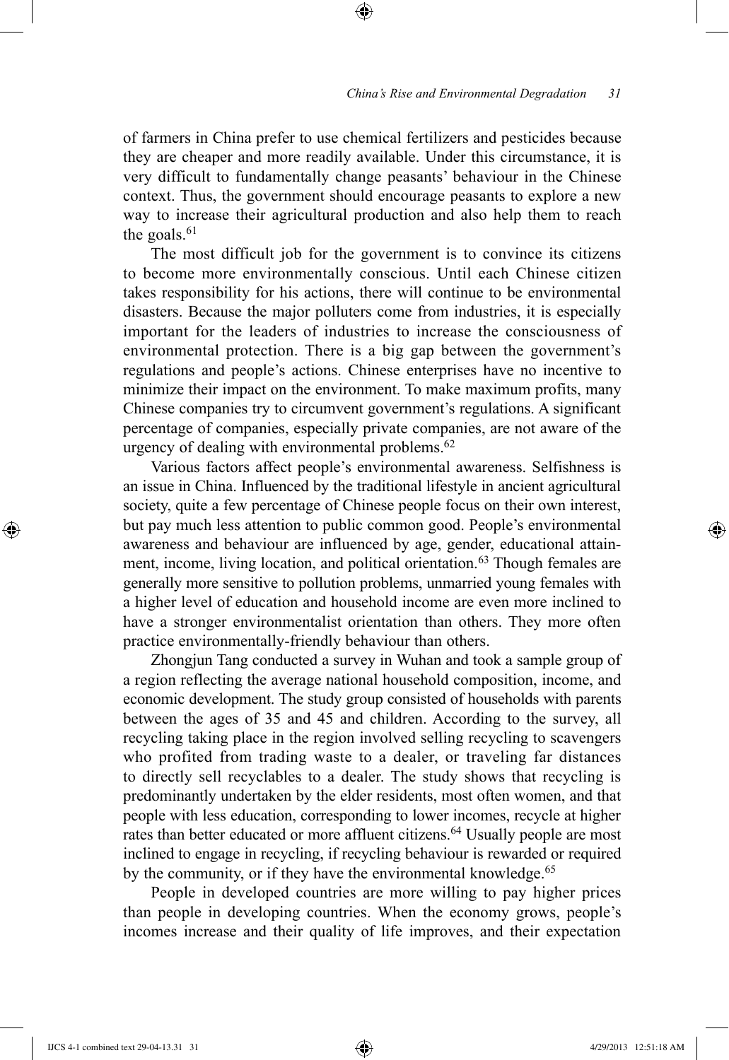of farmers in China prefer to use chemical fertilizers and pesticides because they are cheaper and more readily available. Under this circumstance, it is very difficult to fundamentally change peasants' behaviour in the Chinese context. Thus, the government should encourage peasants to explore a new way to increase their agricultural production and also help them to reach the goals.[61]

The most difficult job for the government is to convince its citizens to become more environmentally conscious. Until each Chinese citizen takes responsibility for his actions, there will continue to be environmental disasters. Because the major polluters come from industries, it is especially important for the leaders of industries to increase the consciousness of environmental protection. There is a big gap between the government's regulations and people's actions. Chinese enterprises have no incentive to minimize their impact on the environment. To make maximum profits, many Chinese companies try to circumvent government's regulations. A significant percentage of companies, especially private companies, are not aware of the urgency of dealing with environmental problems.[62]

Various factors affect people's environmental awareness. Selfishness is an issue in China. Influenced by the traditional lifestyle in ancient agricultural society, quite a few percentage of Chinese people focus on their own interest, but pay much less attention to public common good. People's environmental awareness and behaviour are influenced by age, gender, educational attainment, income, living location, and political orientation.[63] Though females are generally more sensitive to pollution problems, unmarried young females with a higher level of education and household income are even more inclined to have a stronger environmentalist orientation than others. They more often practice environmentally-friendly behaviour than others.

Zhongjun Tang conducted a survey in Wuhan and took a sample group of a region reflecting the average national household composition, income, and economic development. The study group consisted of households with parents between the ages of 35 and 45 and children. According to the survey, all recycling taking place in the region involved selling recycling to scavengers who profited from trading waste to a dealer, or traveling far distances to directly sell recyclables to a dealer. The study shows that recycling is predominantly undertaken by the elder residents, most often women, and that people with less education, corresponding to lower incomes, recycle at higher rates than better educated or more affluent citizens.[64] Usually people are most inclined to engage in recycling, if recycling behaviour is rewarded or required by the community, or if they have the environmental knowledge.[65]

People in developed countries are more willing to pay higher prices than people in developing countries. When the economy grows, people's incomes increase and their quality of life improves, and their expectation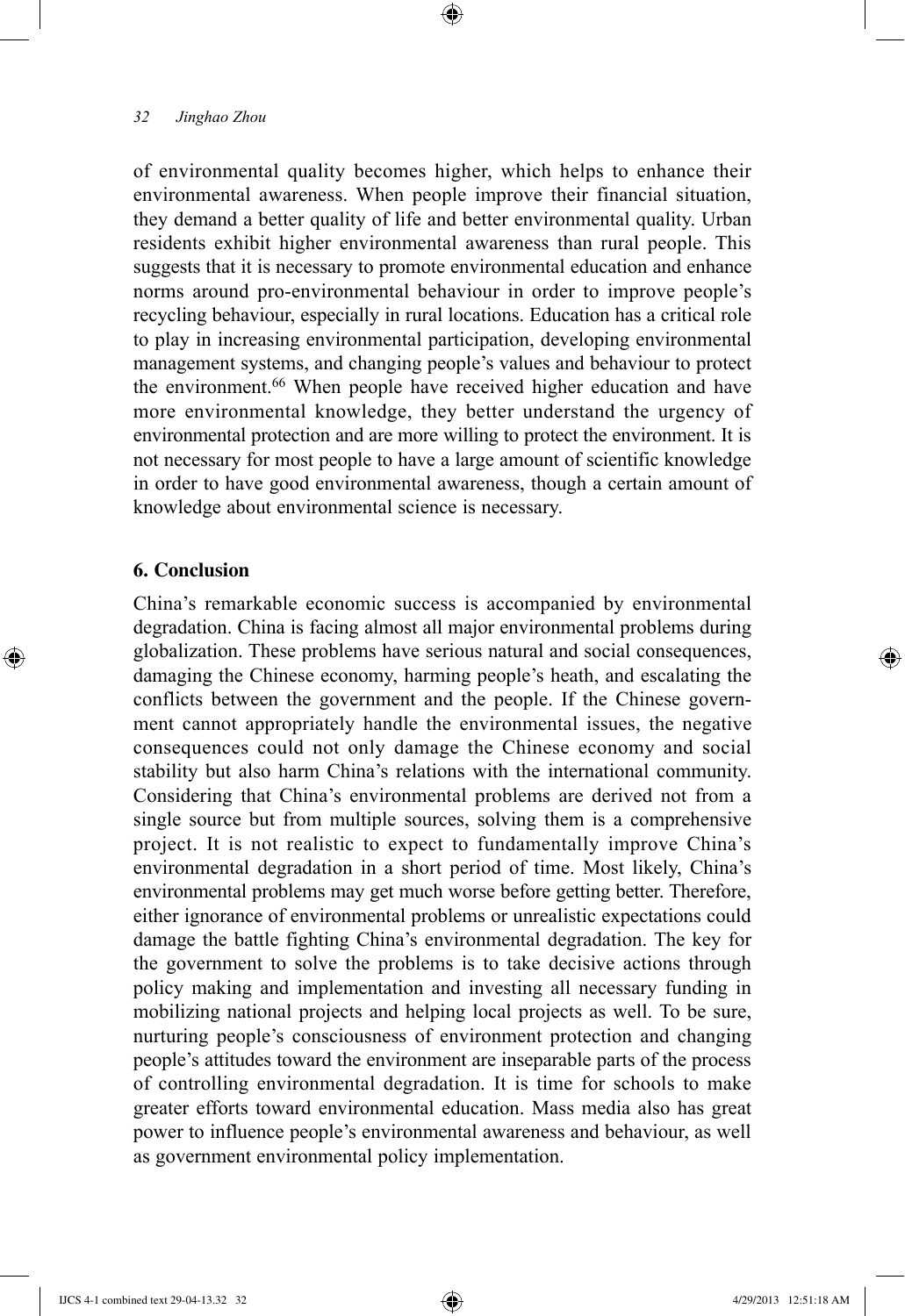of environmental quality becomes higher, which helps to enhance their environmental awareness. When people improve their financial situation, they demand a better quality of life and better environmental quality. Urban residents exhibit higher environmental awareness than rural people. This suggests that it is necessary to promote environmental education and enhance norms around pro-environmental behaviour in order to improve people's recycling behaviour, especially in rural locations. Education has a critical role to play in increasing environmental participation, developing environmental management systems, and changing people's values and behaviour to protect the environment.[66] When people have received higher education and have more environmental knowledge, they better understand the urgency of environmental protection and are more willing to protect the environment. It is not necessary for most people to have a large amount of scientific knowledge in order to have good environmental awareness, though a certain amount of knowledge about environmental science is necessary.

## 6. Conclusion

China's remarkable economic success is accompanied by environmental degradation. China is facing almost all major environmental problems during globalization. These problems have serious natural and social consequences, damaging the Chinese economy, harming people's heath, and escalating the conflicts between the government and the people. If the Chinese government cannot appropriately handle the environmental issues, the negative consequences could not only damage the Chinese economy and social stability but also harm China's relations with the international community. Considering that China's environmental problems are derived not from a single source but from multiple sources, solving them is a comprehensive project. It is not realistic to expect to fundamentally improve China's environmental degradation in a short period of time. Most likely, China's environmental problems may get much worse before getting better. Therefore, either ignorance of environmental problems or unrealistic expectations could damage the battle fighting China's environmental degradation. The key for the government to solve the problems is to take decisive actions through policy making and implementation and investing all necessary funding in mobilizing national projects and helping local projects as well. To be sure, nurturing people's consciousness of environment protection and changing people's attitudes toward the environment are inseparable parts of the process of controlling environmental degradation. It is time for schools to make greater efforts toward environmental education. Mass media also has great power to influence people's environmental awareness and behaviour, as well as government environmental policy implementation.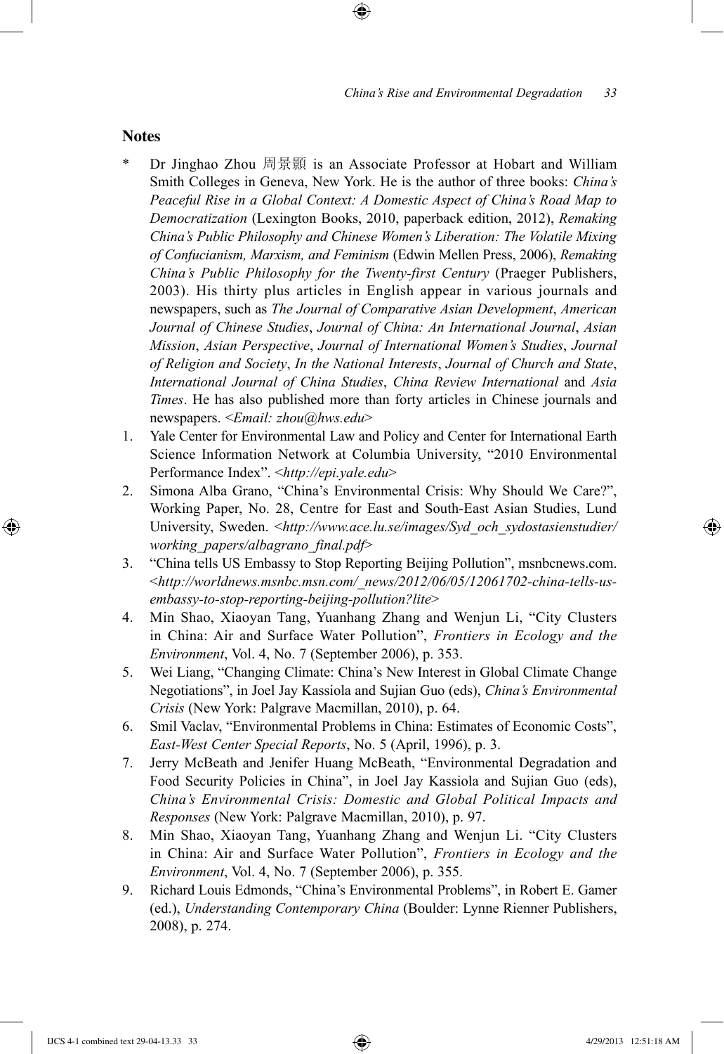## Notes

\* Dr Jinghao Zhou 周景顥 is an Associate Professor at Hobart and William Smith Colleges in Geneva, New York. He is the author of three books: *China's Peaceful Rise in a Global Context: A Domestic Aspect of China's Road Map to Democratization* (Lexington Books, 2010, paperback edition, 2012), *Remaking China's Public Philosophy and Chinese Women's Liberation: The Volatile Mixing of Confucianism, Marxism, and Feminism* (Edwin Mellen Press, 2006), *Remaking China's Public Philosophy for the Twenty-first Century* (Praeger Publishers, 2003). His thirty plus articles in English appear in various journals and newspapers, such as *The Journal of Comparative Asian Development*, *American Journal of Chinese Studies*, *Journal of China: An International Journal*, *Asian Mission*, *Asian Perspective*, *Journal of International Women's Studies*, *Journal of Religion and Society*, *In the National Interests*, *Journal of Church and State*, *International Journal of China Studies*, *China Review International* and *Asia Times*. He has also published more than forty articles in Chinese journals and newspapers. <*Email: zhou@hws.edu*>

1. Yale Center for Environmental Law and Policy and Center for International Earth Science Information Network at Columbia University, "2010 Environmental Performance Index". <*http://epi.yale.edu*>
2. Simona Alba Grano, "China's Environmental Crisis: Why Should We Care?", Working Paper, No. 28, Centre for East and South-East Asian Studies, Lund University, Sweden. <*http://www.ace.lu.se/images/Syd_och_sydostasienstudier/working_papers/albagrano_final.pdf*>
3. "China tells US Embassy to Stop Reporting Beijing Pollution", msnbcnews.com. <*http://worldnews.msnbc.msn.com/_news/2012/06/05/12061702-china-tells-us-embassy-to-stop-reporting-beijing-pollution?lite*>
4. Min Shao, Xiaoyan Tang, Yuanhang Zhang and Wenjun Li, "City Clusters in China: Air and Surface Water Pollution", *Frontiers in Ecology and the Environment*, Vol. 4, No. 7 (September 2006), p. 353.
5. Wei Liang, "Changing Climate: China's New Interest in Global Climate Change Negotiations", in Joel Jay Kassiola and Sujian Guo (eds), *China's Environmental Crisis* (New York: Palgrave Macmillan, 2010), p. 64.
6. Smil Vaclav, "Environmental Problems in China: Estimates of Economic Costs", *East-West Center Special Reports*, No. 5 (April, 1996), p. 3.
7. Jerry McBeath and Jenifer Huang McBeath, "Environmental Degradation and Food Security Policies in China", in Joel Jay Kassiola and Sujian Guo (eds), *China's Environmental Crisis: Domestic and Global Political Impacts and Responses* (New York: Palgrave Macmillan, 2010), p. 97.
8. Min Shao, Xiaoyan Tang, Yuanhang Zhang and Wenjun Li. "City Clusters in China: Air and Surface Water Pollution", *Frontiers in Ecology and the Environment*, Vol. 4, No. 7 (September 2006), p. 355.
9. Richard Louis Edmonds, "China's Environmental Problems", in Robert E. Gamer (ed.), *Understanding Contemporary China* (Boulder: Lynne Rienner Publishers, 2008), p. 274.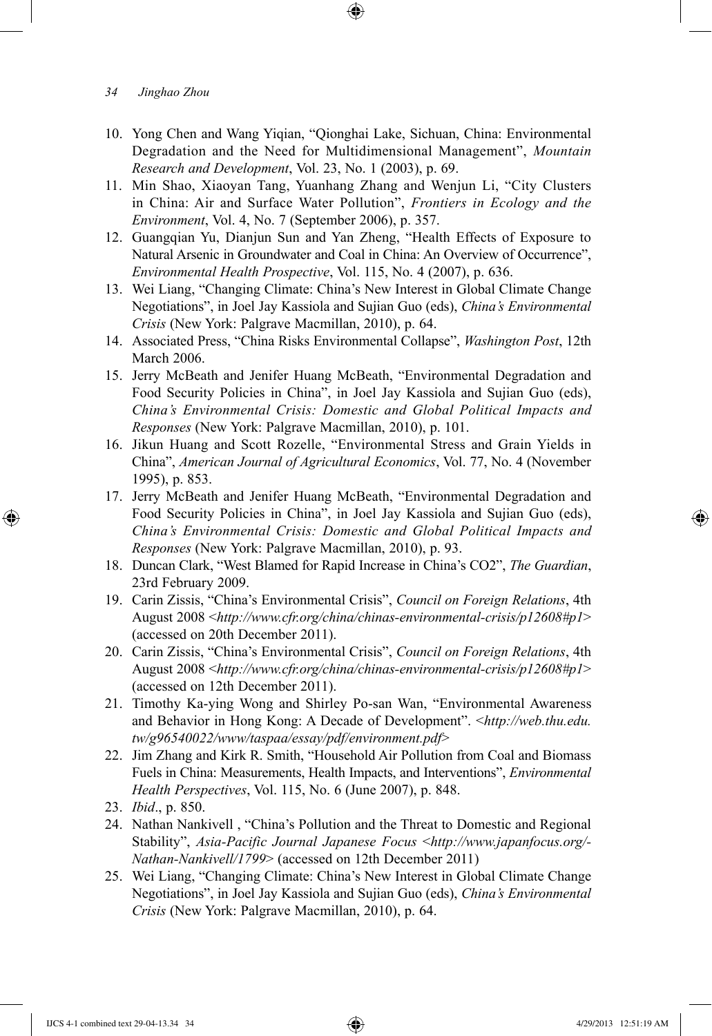10. Yong Chen and Wang Yiqian, "Qionghai Lake, Sichuan, China: Environmental Degradation and the Need for Multidimensional Management", *Mountain Research and Development*, Vol. 23, No. 1 (2003), p. 69.
11. Min Shao, Xiaoyan Tang, Yuanhang Zhang and Wenjun Li, "City Clusters in China: Air and Surface Water Pollution", *Frontiers in Ecology and the Environment*, Vol. 4, No. 7 (September 2006), p. 357.
12. Guangqian Yu, Dianjun Sun and Yan Zheng, "Health Effects of Exposure to Natural Arsenic in Groundwater and Coal in China: An Overview of Occurrence", *Environmental Health Prospective*, Vol. 115, No. 4 (2007), p. 636.
13. Wei Liang, "Changing Climate: China's New Interest in Global Climate Change Negotiations", in Joel Jay Kassiola and Sujian Guo (eds), *China's Environmental Crisis* (New York: Palgrave Macmillan, 2010), p. 64.
14. Associated Press, "China Risks Environmental Collapse", *Washington Post*, 12th March 2006.
15. Jerry McBeath and Jenifer Huang McBeath, "Environmental Degradation and Food Security Policies in China", in Joel Jay Kassiola and Sujian Guo (eds), *China's Environmental Crisis: Domestic and Global Political Impacts and Responses* (New York: Palgrave Macmillan, 2010), p. 101.
16. Jikun Huang and Scott Rozelle, "Environmental Stress and Grain Yields in China", *American Journal of Agricultural Economics*, Vol. 77, No. 4 (November 1995), p. 853.
17. Jerry McBeath and Jenifer Huang McBeath, "Environmental Degradation and Food Security Policies in China", in Joel Jay Kassiola and Sujian Guo (eds), *China's Environmental Crisis: Domestic and Global Political Impacts and Responses* (New York: Palgrave Macmillan, 2010), p. 93.
18. Duncan Clark, "West Blamed for Rapid Increase in China's CO2", *The Guardian*, 23rd February 2009.
19. Carin Zissis, "China's Environmental Crisis", *Council on Foreign Relations*, 4th August 2008 <*http://www.cfr.org/china/chinas-environmental-crisis/p12608#p1*> (accessed on 20th December 2011).
20. Carin Zissis, "China's Environmental Crisis", *Council on Foreign Relations*, 4th August 2008 <*http://www.cfr.org/china/chinas-environmental-crisis/p12608#p1*> (accessed on 12th December 2011).
21. Timothy Ka-ying Wong and Shirley Po-san Wan, "Environmental Awareness and Behavior in Hong Kong: A Decade of Development". <*http://web.thu.edu.tw/g96540022/www/taspaa/essay/pdf/environment.pdf*>
22. Jim Zhang and Kirk R. Smith, "Household Air Pollution from Coal and Biomass Fuels in China: Measurements, Health Impacts, and Interventions", *Environmental Health Perspectives*, Vol. 115, No. 6 (June 2007), p. 848.
23. *Ibid*., p. 850.
24. Nathan Nankivell , "China's Pollution and the Threat to Domestic and Regional Stability", *Asia-Pacific Journal Japanese Focus* <*http://www.japanfocus.org/-Nathan-Nankivell/1799*> (accessed on 12th December 2011)
25. Wei Liang, "Changing Climate: China's New Interest in Global Climate Change Negotiations", in Joel Jay Kassiola and Sujian Guo (eds), *China's Environmental Crisis* (New York: Palgrave Macmillan, 2010), p. 64.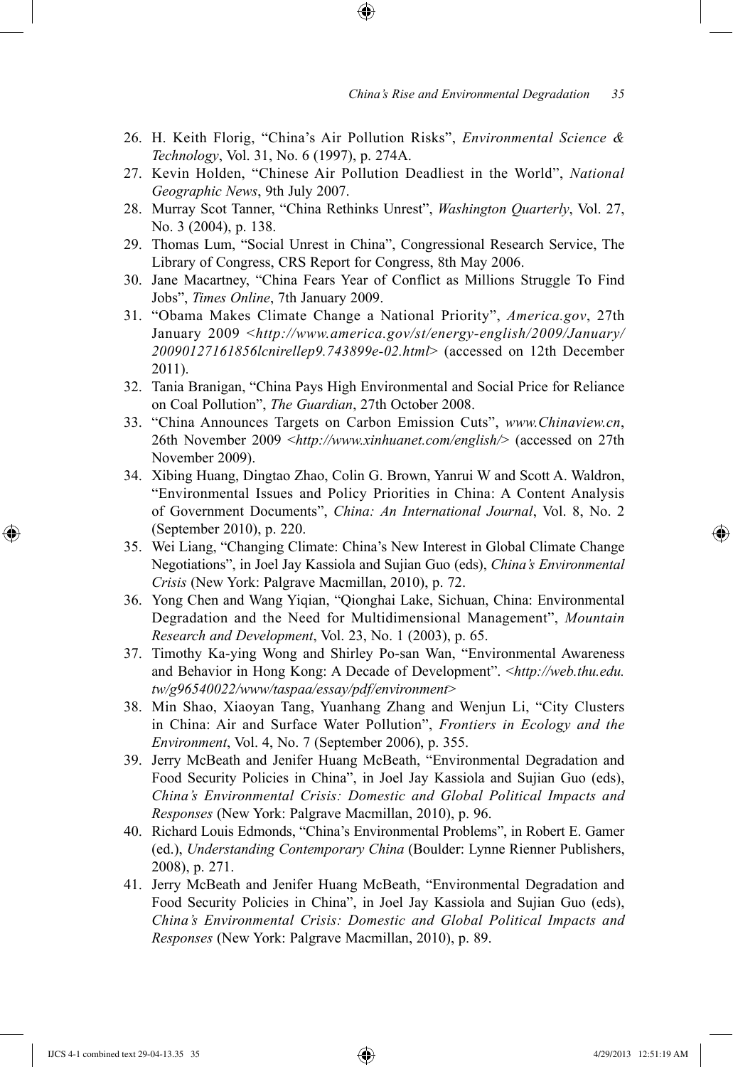26. H. Keith Florig, "China's Air Pollution Risks", *Environmental Science & Technology*, Vol. 31, No. 6 (1997), p. 274A.
27. Kevin Holden, "Chinese Air Pollution Deadliest in the World", *National Geographic News*, 9th July 2007.
28. Murray Scot Tanner, "China Rethinks Unrest", *Washington Quarterly*, Vol. 27, No. 3 (2004), p. 138.
29. Thomas Lum, "Social Unrest in China", Congressional Research Service, The Library of Congress, CRS Report for Congress, 8th May 2006.
30. Jane Macartney, "China Fears Year of Conflict as Millions Struggle To Find Jobs", *Times Online*, 7th January 2009.
31. "Obama Makes Climate Change a National Priority", *America.gov*, 27th January 2009 <*http://www.america.gov/st/energy-english/2009/January/20090127161856lcnirellep9.743899e-02.html*> (accessed on 12th December 2011).
32. Tania Branigan, "China Pays High Environmental and Social Price for Reliance on Coal Pollution", *The Guardian*, 27th October 2008.
33. "China Announces Targets on Carbon Emission Cuts", *www.Chinaview.cn*, 26th November 2009 <*http://www.xinhuanet.com/english/*> (accessed on 27th November 2009).
34. Xibing Huang, Dingtao Zhao, Colin G. Brown, Yanrui W and Scott A. Waldron, "Environmental Issues and Policy Priorities in China: A Content Analysis of Government Documents", *China: An International Journal*, Vol. 8, No. 2 (September 2010), p. 220.
35. Wei Liang, "Changing Climate: China's New Interest in Global Climate Change Negotiations", in Joel Jay Kassiola and Sujian Guo (eds), *China's Environmental Crisis* (New York: Palgrave Macmillan, 2010), p. 72.
36. Yong Chen and Wang Yiqian, "Qionghai Lake, Sichuan, China: Environmental Degradation and the Need for Multidimensional Management", *Mountain Research and Development*, Vol. 23, No. 1 (2003), p. 65.
37. Timothy Ka-ying Wong and Shirley Po-san Wan, "Environmental Awareness and Behavior in Hong Kong: A Decade of Development". <*http://web.thu.edu.tw/g96540022/www/taspaa/essay/pdf/environment*>
38. Min Shao, Xiaoyan Tang, Yuanhang Zhang and Wenjun Li, "City Clusters in China: Air and Surface Water Pollution", *Frontiers in Ecology and the Environment*, Vol. 4, No. 7 (September 2006), p. 355.
39. Jerry McBeath and Jenifer Huang McBeath, "Environmental Degradation and Food Security Policies in China", in Joel Jay Kassiola and Sujian Guo (eds), *China's Environmental Crisis: Domestic and Global Political Impacts and Responses* (New York: Palgrave Macmillan, 2010), p. 96.
40. Richard Louis Edmonds, "China's Environmental Problems", in Robert E. Gamer (ed.), *Understanding Contemporary China* (Boulder: Lynne Rienner Publishers, 2008), p. 271.
41. Jerry McBeath and Jenifer Huang McBeath, "Environmental Degradation and Food Security Policies in China", in Joel Jay Kassiola and Sujian Guo (eds), *China's Environmental Crisis: Domestic and Global Political Impacts and Responses* (New York: Palgrave Macmillan, 2010), p. 89.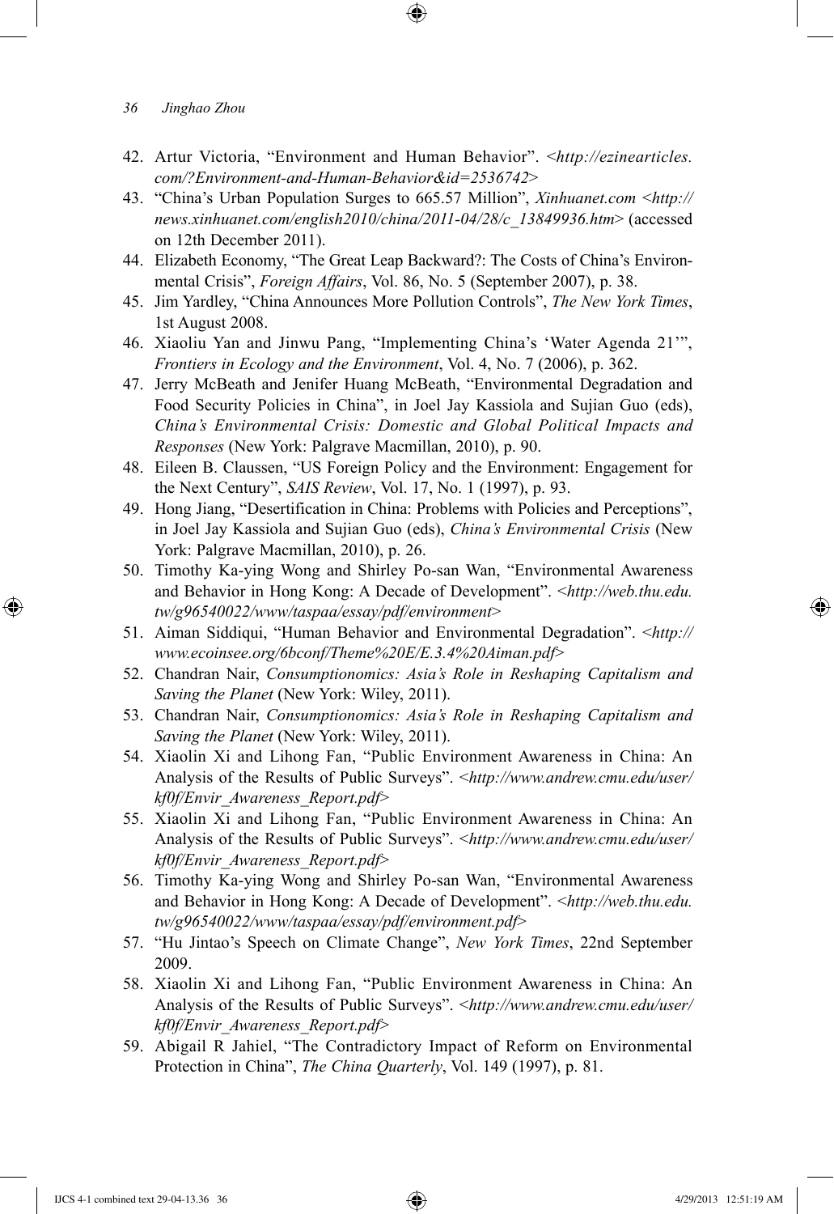42. Artur Victoria, "Environment and Human Behavior". <*http://ezinearticles.com/?Environment-and-Human-Behavior&id=2536742*>
43. "China's Urban Population Surges to 665.57 Million", *Xinhuanet.com* <*http://news.xinhuanet.com/english2010/china/2011-04/28/c_13849936.htm*> (accessed on 12th December 2011).
44. Elizabeth Economy, "The Great Leap Backward?: The Costs of China's Environmental Crisis", *Foreign Affairs*, Vol. 86, No. 5 (September 2007), p. 38.
45. Jim Yardley, "China Announces More Pollution Controls", *The New York Times*, 1st August 2008.
46. Xiaoliu Yan and Jinwu Pang, "Implementing China's 'Water Agenda 21'", *Frontiers in Ecology and the Environment*, Vol. 4, No. 7 (2006), p. 362.
47. Jerry McBeath and Jenifer Huang McBeath, "Environmental Degradation and Food Security Policies in China", in Joel Jay Kassiola and Sujian Guo (eds), *China's Environmental Crisis: Domestic and Global Political Impacts and Responses* (New York: Palgrave Macmillan, 2010), p. 90.
48. Eileen B. Claussen, "US Foreign Policy and the Environment: Engagement for the Next Century", *SAIS Review*, Vol. 17, No. 1 (1997), p. 93.
49. Hong Jiang, "Desertification in China: Problems with Policies and Perceptions", in Joel Jay Kassiola and Sujian Guo (eds), *China's Environmental Crisis* (New York: Palgrave Macmillan, 2010), p. 26.
50. Timothy Ka-ying Wong and Shirley Po-san Wan, "Environmental Awareness and Behavior in Hong Kong: A Decade of Development". <*http://web.thu.edu.tw/g96540022/www/taspaa/essay/pdf/environment*>
51. Aiman Siddiqui, "Human Behavior and Environmental Degradation". <*http://www.ecoinsee.org/6bconf/Theme%20E/E.3.4%20Aiman.pdf*>
52. Chandran Nair, *Consumptionomics: Asia's Role in Reshaping Capitalism and Saving the Planet* (New York: Wiley, 2011).
53. Chandran Nair, *Consumptionomics: Asia's Role in Reshaping Capitalism and Saving the Planet* (New York: Wiley, 2011).
54. Xiaolin Xi and Lihong Fan, "Public Environment Awareness in China: An Analysis of the Results of Public Surveys". <*http://www.andrew.cmu.edu/user/kf0f/Envir_Awareness_Report.pdf*>
55. Xiaolin Xi and Lihong Fan, "Public Environment Awareness in China: An Analysis of the Results of Public Surveys". <*http://www.andrew.cmu.edu/user/kf0f/Envir_Awareness_Report.pdf*>
56. Timothy Ka-ying Wong and Shirley Po-san Wan, "Environmental Awareness and Behavior in Hong Kong: A Decade of Development". <*http://web.thu.edu.tw/g96540022/www/taspaa/essay/pdf/environment.pdf*>
57. "Hu Jintao's Speech on Climate Change", *New York Times*, 22nd September 2009.
58. Xiaolin Xi and Lihong Fan, "Public Environment Awareness in China: An Analysis of the Results of Public Surveys". <*http://www.andrew.cmu.edu/user/kf0f/Envir_Awareness_Report.pdf*>
59. Abigail R Jahiel, "The Contradictory Impact of Reform on Environmental Protection in China", *The China Quarterly*, Vol. 149 (1997), p. 81.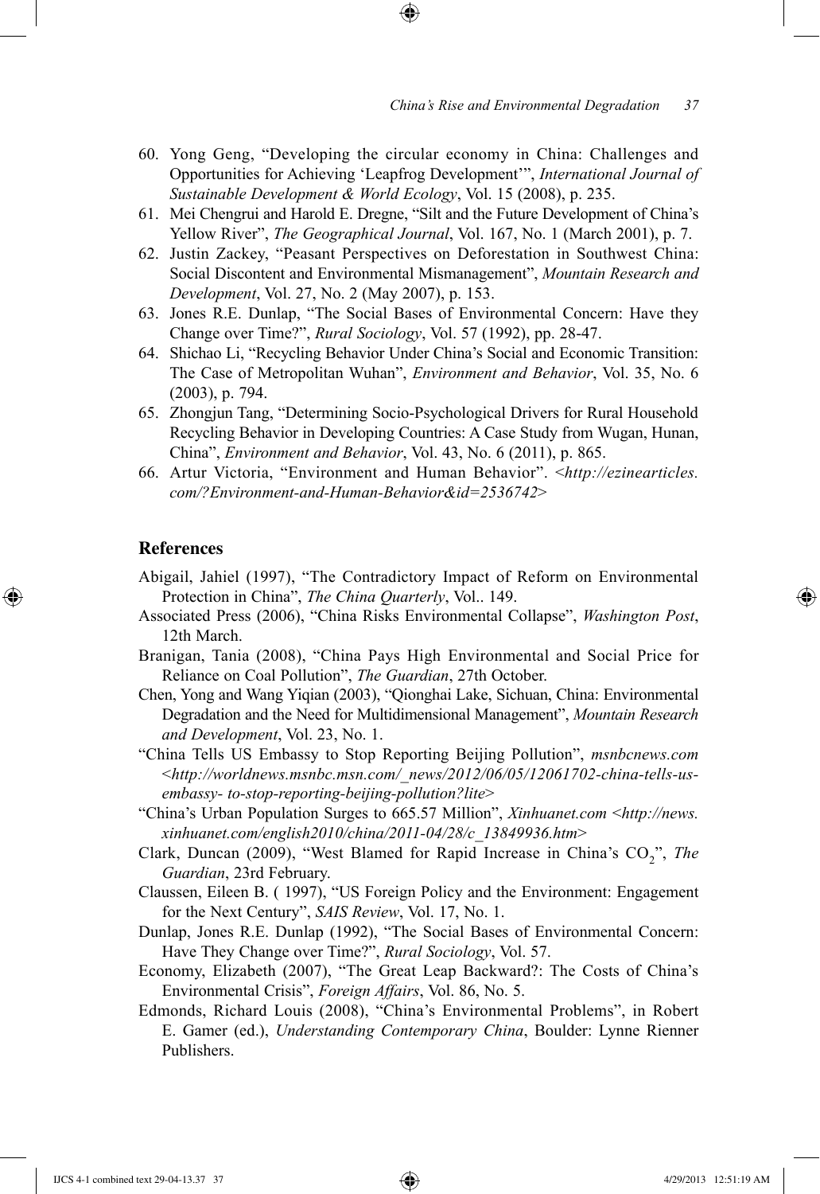60. Yong Geng, "Developing the circular economy in China: Challenges and Opportunities for Achieving 'Leapfrog Development'", *International Journal of Sustainable Development & World Ecology*, Vol. 15 (2008), p. 235.
61. Mei Chengrui and Harold E. Dregne, "Silt and the Future Development of China's Yellow River", *The Geographical Journal*, Vol. 167, No. 1 (March 2001), p. 7.
62. Justin Zackey, "Peasant Perspectives on Deforestation in Southwest China: Social Discontent and Environmental Mismanagement", *Mountain Research and Development*, Vol. 27, No. 2 (May 2007), p. 153.
63. Jones R.E. Dunlap, "The Social Bases of Environmental Concern: Have they Change over Time?", *Rural Sociology*, Vol. 57 (1992), pp. 28-47.
64. Shichao Li, "Recycling Behavior Under China's Social and Economic Transition: The Case of Metropolitan Wuhan", *Environment and Behavior*, Vol. 35, No. 6 (2003), p. 794.
65. Zhongjun Tang, "Determining Socio-Psychological Drivers for Rural Household Recycling Behavior in Developing Countries: A Case Study from Wugan, Hunan, China", *Environment and Behavior*, Vol. 43, No. 6 (2011), p. 865.
66. Artur Victoria, "Environment and Human Behavior". <*http://ezinearticles.com/?Environment-and-Human-Behavior&id=2536742*>

## References

Abigail, Jahiel (1997), "The Contradictory Impact of Reform on Environmental Protection in China", *The China Quarterly*, Vol.. 149.

Associated Press (2006), "China Risks Environmental Collapse", *Washington Post*, 12th March.

Branigan, Tania (2008), "China Pays High Environmental and Social Price for Reliance on Coal Pollution", *The Guardian*, 27th October.

Chen, Yong and Wang Yiqian (2003), "Qionghai Lake, Sichuan, China: Environmental Degradation and the Need for Multidimensional Management", *Mountain Research and Development*, Vol. 23, No. 1.

"China Tells US Embassy to Stop Reporting Beijing Pollution", *msnbcnews.com* <*http://worldnews.msnbc.msn.com/_news/2012/06/05/12061702-china-tells-us-embassy- to-stop-reporting-beijing-pollution?lite*>

"China's Urban Population Surges to 665.57 Million", *Xinhuanet.com* <*http://news.xinhuanet.com/english2010/china/2011-04/28/c_13849936.htm*>

Clark, Duncan (2009), "West Blamed for Rapid Increase in China's $CO_2$", *The Guardian*, 23rd February.

Claussen, Eileen B. ( 1997), "US Foreign Policy and the Environment: Engagement for the Next Century", *SAIS Review*, Vol. 17, No. 1.

Dunlap, Jones R.E. Dunlap (1992), "The Social Bases of Environmental Concern: Have They Change over Time?", *Rural Sociology*, Vol. 57.

Economy, Elizabeth (2007), "The Great Leap Backward?: The Costs of China's Environmental Crisis", *Foreign Affairs*, Vol. 86, No. 5.

Edmonds, Richard Louis (2008), "China's Environmental Problems", in Robert E. Gamer (ed.), *Understanding Contemporary China*, Boulder: Lynne Rienner Publishers.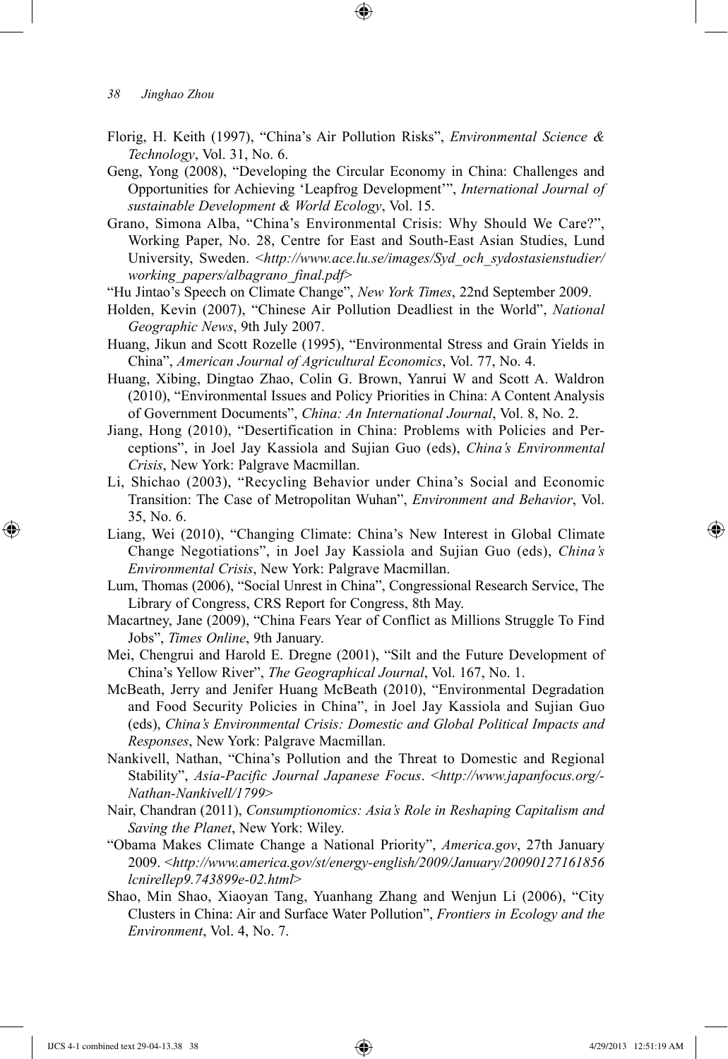Florig, H. Keith (1997), "China's Air Pollution Risks", *Environmental Science & Technology*, Vol. 31, No. 6.

Geng, Yong (2008), "Developing the Circular Economy in China: Challenges and Opportunities for Achieving 'Leapfrog Development'", *International Journal of sustainable Development & World Ecology*, Vol. 15.

Grano, Simona Alba, "China's Environmental Crisis: Why Should We Care?", Working Paper, No. 28, Centre for East and South-East Asian Studies, Lund University, Sweden. <*http://www.ace.lu.se/images/Syd_och_sydostasienstudier/working_papers/albagrano_final.pdf*>

"Hu Jintao's Speech on Climate Change", *New York Times*, 22nd September 2009.

Holden, Kevin (2007), "Chinese Air Pollution Deadliest in the World", *National Geographic News*, 9th July 2007.

Huang, Jikun and Scott Rozelle (1995), "Environmental Stress and Grain Yields in China", *American Journal of Agricultural Economics*, Vol. 77, No. 4.

Huang, Xibing, Dingtao Zhao, Colin G. Brown, Yanrui W and Scott A. Waldron (2010), "Environmental Issues and Policy Priorities in China: A Content Analysis of Government Documents", *China: An International Journal*, Vol. 8, No. 2.

Jiang, Hong (2010), "Desertification in China: Problems with Policies and Perceptions", in Joel Jay Kassiola and Sujian Guo (eds), *China's Environmental Crisis*, New York: Palgrave Macmillan.

Li, Shichao (2003), "Recycling Behavior under China's Social and Economic Transition: The Case of Metropolitan Wuhan", *Environment and Behavior*, Vol. 35, No. 6.

Liang, Wei (2010), "Changing Climate: China's New Interest in Global Climate Change Negotiations", in Joel Jay Kassiola and Sujian Guo (eds), *China's Environmental Crisis*, New York: Palgrave Macmillan.

Lum, Thomas (2006), "Social Unrest in China", Congressional Research Service, The Library of Congress, CRS Report for Congress, 8th May.

Macartney, Jane (2009), "China Fears Year of Conflict as Millions Struggle To Find Jobs", *Times Online*, 9th January.

Mei, Chengrui and Harold E. Dregne (2001), "Silt and the Future Development of China's Yellow River", *The Geographical Journal*, Vol. 167, No. 1.

McBeath, Jerry and Jenifer Huang McBeath (2010), "Environmental Degradation and Food Security Policies in China", in Joel Jay Kassiola and Sujian Guo (eds), *China's Environmental Crisis: Domestic and Global Political Impacts and Responses*, New York: Palgrave Macmillan.

Nankivell, Nathan, "China's Pollution and the Threat to Domestic and Regional Stability", *Asia-Pacific Journal Japanese Focus*. <*http://www.japanfocus.org/-Nathan-Nankivell/1799*>

Nair, Chandran (2011), *Consumptionomics: Asia's Role in Reshaping Capitalism and Saving the Planet*, New York: Wiley.

"Obama Makes Climate Change a National Priority", *America.gov*, 27th January 2009. <*http://www.america.gov/st/energy-english/2009/January/20090127161856lcnirellep9.743899e-02.html*>

Shao, Min Shao, Xiaoyan Tang, Yuanhang Zhang and Wenjun Li (2006), "City Clusters in China: Air and Surface Water Pollution", *Frontiers in Ecology and the Environment*, Vol. 4, No. 7.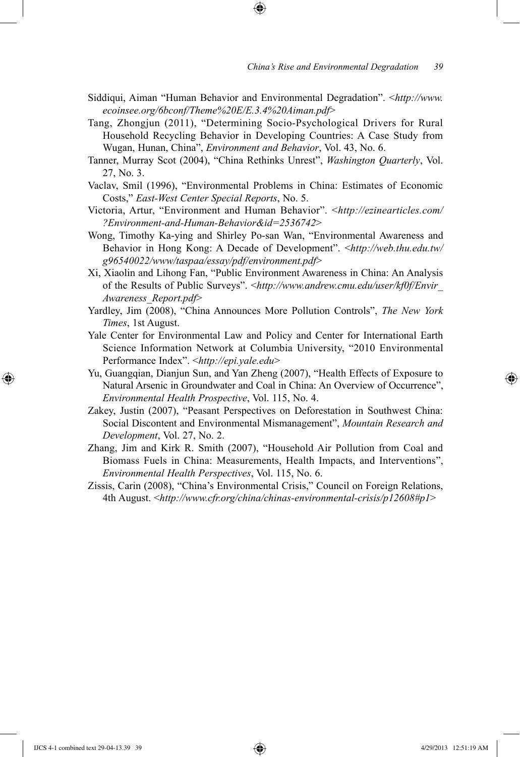Siddiqui, Aiman "Human Behavior and Environmental Degradation". <*http://www.ecoinsee.org/6bconf/Theme%20E/E.3.4%20Aiman.pdf*>

Tang, Zhongjun (2011), "Determining Socio-Psychological Drivers for Rural Household Recycling Behavior in Developing Countries: A Case Study from Wugan, Hunan, China", *Environment and Behavior*, Vol. 43, No. 6.

Tanner, Murray Scot (2004), "China Rethinks Unrest", *Washington Quarterly*, Vol. 27, No. 3.

Vaclav, Smil (1996), "Environmental Problems in China: Estimates of Economic Costs," *East-West Center Special Reports*, No. 5.

Victoria, Artur, "Environment and Human Behavior". <*http://ezinearticles.com/?Environment-and-Human-Behavior&id=2536742*>

Wong, Timothy Ka-ying and Shirley Po-san Wan, "Environmental Awareness and Behavior in Hong Kong: A Decade of Development". <*http://web.thu.edu.tw/g96540022/www/taspaa/essay/pdf/environment.pdf*>

Xi, Xiaolin and Lihong Fan, "Public Environment Awareness in China: An Analysis of the Results of Public Surveys". <*http://www.andrew.cmu.edu/user/kf0f/Envir_Awareness_Report.pdf*>

Yardley, Jim (2008), "China Announces More Pollution Controls", *The New York Times*, 1st August.

Yale Center for Environmental Law and Policy and Center for International Earth Science Information Network at Columbia University, "2010 Environmental Performance Index". <*http://epi.yale.edu*>

Yu, Guangqian, Dianjun Sun, and Yan Zheng (2007), "Health Effects of Exposure to Natural Arsenic in Groundwater and Coal in China: An Overview of Occurrence", *Environmental Health Prospective*, Vol. 115, No. 4.

Zakey, Justin (2007), "Peasant Perspectives on Deforestation in Southwest China: Social Discontent and Environmental Mismanagement", *Mountain Research and Development*, Vol. 27, No. 2.

Zhang, Jim and Kirk R. Smith (2007), "Household Air Pollution from Coal and Biomass Fuels in China: Measurements, Health Impacts, and Interventions", *Environmental Health Perspectives*, Vol. 115, No. 6.

Zissis, Carin (2008), "China's Environmental Crisis," Council on Foreign Relations, 4th August. <*http://www.cfr.org/china/chinas-environmental-crisis/p12608#p1*>